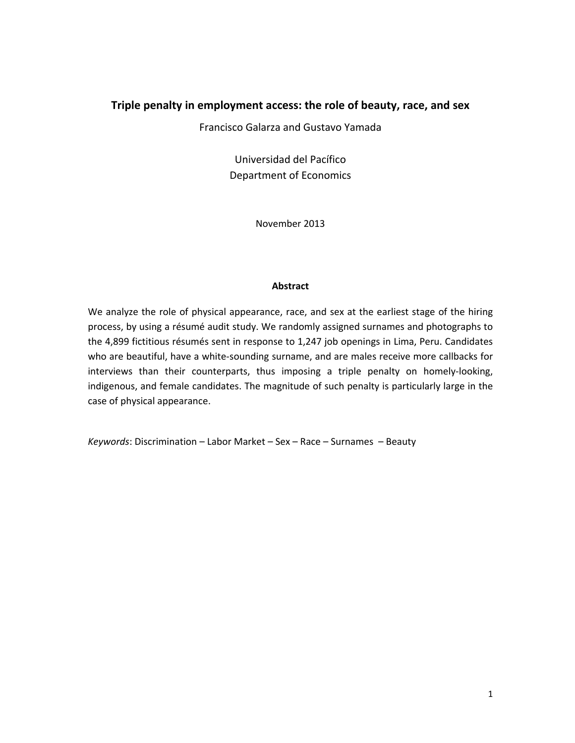# Triple penalty in employment access: the role of beauty, race, and sex

Francisco Galarza and Gustavo Yamada

Universidad del Pacífico
Department of Economics

November 2013

## Abstract

We analyze the role of physical appearance, race, and sex at the earliest stage of the hiring process, by using a résumé audit study. We randomly assigned surnames and photographs to the 4,899 fictitious résumés sent in response to 1,247 job openings in Lima, Peru. Candidates who are beautiful, have a white-sounding surname, and are males receive more callbacks for interviews than their counterparts, thus imposing a triple penalty on homely-looking, indigenous, and female candidates. The magnitude of such penalty is particularly large in the case of physical appearance.

*Keywords*: Discrimination – Labor Market – Sex – Race – Surnames – Beauty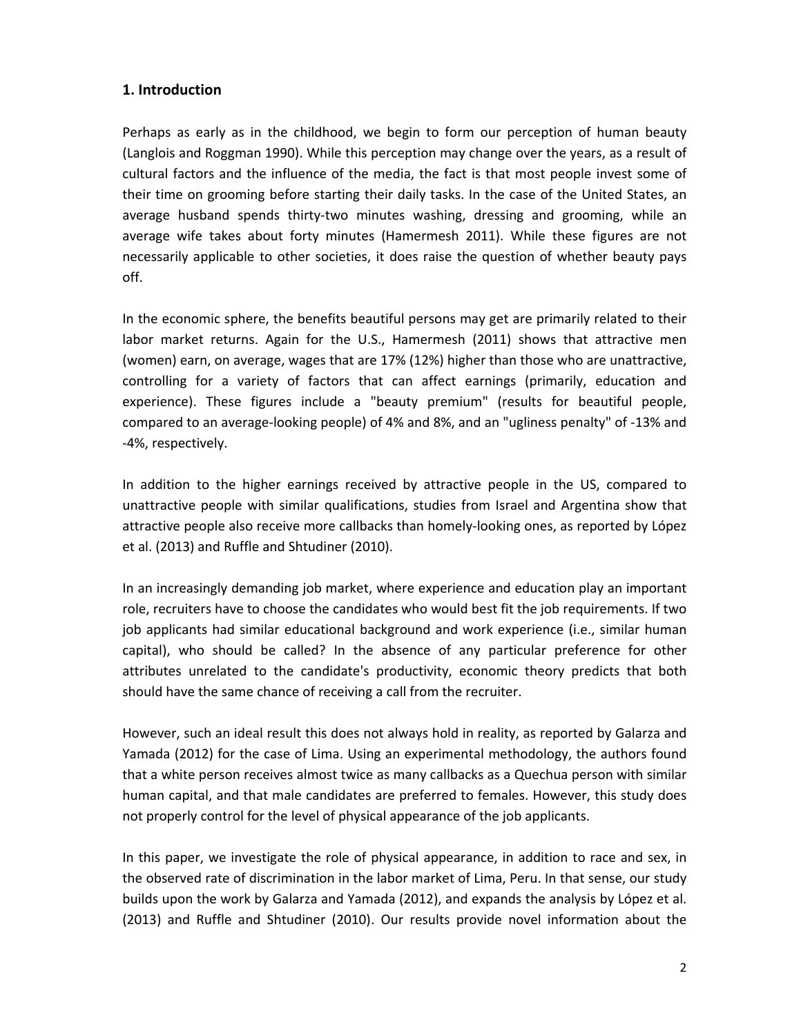## 1. Introduction

Perhaps as early as in the childhood, we begin to form our perception of human beauty (Langlois and Roggman 1990). While this perception may change over the years, as a result of cultural factors and the influence of the media, the fact is that most people invest some of their time on grooming before starting their daily tasks. In the case of the United States, an average husband spends thirty-two minutes washing, dressing and grooming, while an average wife takes about forty minutes (Hamermesh 2011). While these figures are not necessarily applicable to other societies, it does raise the question of whether beauty pays off.

In the economic sphere, the benefits beautiful persons may get are primarily related to their labor market returns. Again for the U.S., Hamermesh (2011) shows that attractive men (women) earn, on average, wages that are 17% (12%) higher than those who are unattractive, controlling for a variety of factors that can affect earnings (primarily, education and experience). These figures include a "beauty premium" (results for beautiful people, compared to an average-looking people) of 4% and 8%, and an "ugliness penalty" of -13% and -4%, respectively.

In addition to the higher earnings received by attractive people in the US, compared to unattractive people with similar qualifications, studies from Israel and Argentina show that attractive people also receive more callbacks than homely-looking ones, as reported by López et al. (2013) and Ruffle and Shtudiner (2010).

In an increasingly demanding job market, where experience and education play an important role, recruiters have to choose the candidates who would best fit the job requirements. If two job applicants had similar educational background and work experience (i.e., similar human capital), who should be called? In the absence of any particular preference for other attributes unrelated to the candidate's productivity, economic theory predicts that both should have the same chance of receiving a call from the recruiter.

However, such an ideal result this does not always hold in reality, as reported by Galarza and Yamada (2012) for the case of Lima. Using an experimental methodology, the authors found that a white person receives almost twice as many callbacks as a Quechua person with similar human capital, and that male candidates are preferred to females. However, this study does not properly control for the level of physical appearance of the job applicants.

In this paper, we investigate the role of physical appearance, in addition to race and sex, in the observed rate of discrimination in the labor market of Lima, Peru. In that sense, our study builds upon the work by Galarza and Yamada (2012), and expands the analysis by López et al. (2013) and Ruffle and Shtudiner (2010). Our results provide novel information about the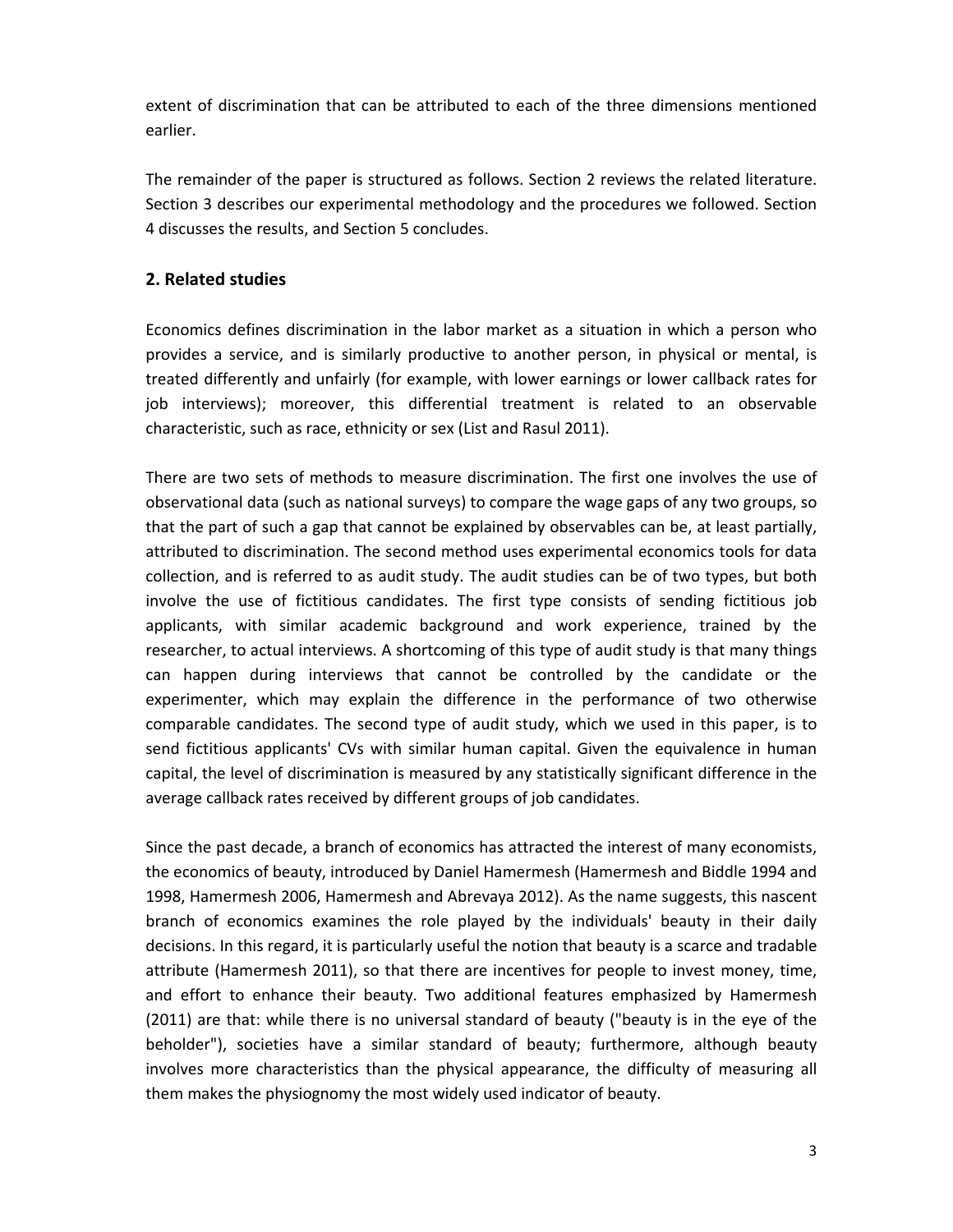extent of discrimination that can be attributed to each of the three dimensions mentioned earlier.

The remainder of the paper is structured as follows. Section 2 reviews the related literature. Section 3 describes our experimental methodology and the procedures we followed. Section 4 discusses the results, and Section 5 concludes.

## 2. Related studies

Economics defines discrimination in the labor market as a situation in which a person who provides a service, and is similarly productive to another person, in physical or mental, is treated differently and unfairly (for example, with lower earnings or lower callback rates for job interviews); moreover, this differential treatment is related to an observable characteristic, such as race, ethnicity or sex (List and Rasul 2011).

There are two sets of methods to measure discrimination. The first one involves the use of observational data (such as national surveys) to compare the wage gaps of any two groups, so that the part of such a gap that cannot be explained by observables can be, at least partially, attributed to discrimination. The second method uses experimental economics tools for data collection, and is referred to as audit study. The audit studies can be of two types, but both involve the use of fictitious candidates. The first type consists of sending fictitious job applicants, with similar academic background and work experience, trained by the researcher, to actual interviews. A shortcoming of this type of audit study is that many things can happen during interviews that cannot be controlled by the candidate or the experimenter, which may explain the difference in the performance of two otherwise comparable candidates. The second type of audit study, which we used in this paper, is to send fictitious applicants' CVs with similar human capital. Given the equivalence in human capital, the level of discrimination is measured by any statistically significant difference in the average callback rates received by different groups of job candidates.

Since the past decade, a branch of economics has attracted the interest of many economists, the economics of beauty, introduced by Daniel Hamermesh (Hamermesh and Biddle 1994 and 1998, Hamermesh 2006, Hamermesh and Abrevaya 2012). As the name suggests, this nascent branch of economics examines the role played by the individuals' beauty in their daily decisions. In this regard, it is particularly useful the notion that beauty is a scarce and tradable attribute (Hamermesh 2011), so that there are incentives for people to invest money, time, and effort to enhance their beauty. Two additional features emphasized by Hamermesh (2011) are that: while there is no universal standard of beauty ("beauty is in the eye of the beholder"), societies have a similar standard of beauty; furthermore, although beauty involves more characteristics than the physical appearance, the difficulty of measuring all them makes the physiognomy the most widely used indicator of beauty.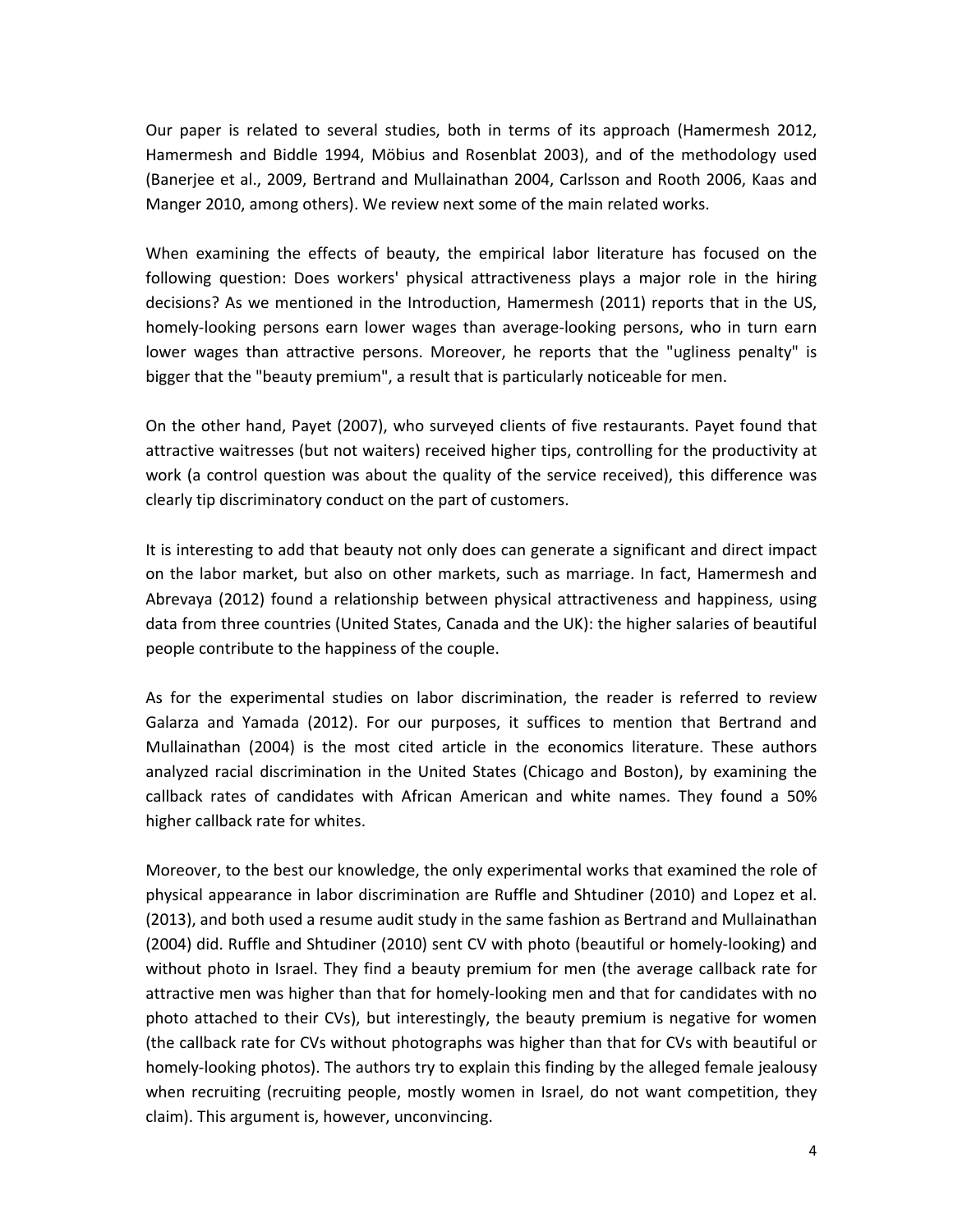Our paper is related to several studies, both in terms of its approach (Hamermesh 2012, Hamermesh and Biddle 1994, Möbius and Rosenblat 2003), and of the methodology used (Banerjee et al., 2009, Bertrand and Mullainathan 2004, Carlsson and Rooth 2006, Kaas and Manger 2010, among others). We review next some of the main related works.

When examining the effects of beauty, the empirical labor literature has focused on the following question: Does workers' physical attractiveness plays a major role in the hiring decisions? As we mentioned in the Introduction, Hamermesh (2011) reports that in the US, homely-looking persons earn lower wages than average-looking persons, who in turn earn lower wages than attractive persons. Moreover, he reports that the "ugliness penalty" is bigger that the "beauty premium", a result that is particularly noticeable for men.

On the other hand, Payet (2007), who surveyed clients of five restaurants. Payet found that attractive waitresses (but not waiters) received higher tips, controlling for the productivity at work (a control question was about the quality of the service received), this difference was clearly tip discriminatory conduct on the part of customers.

It is interesting to add that beauty not only does can generate a significant and direct impact on the labor market, but also on other markets, such as marriage. In fact, Hamermesh and Abrevaya (2012) found a relationship between physical attractiveness and happiness, using data from three countries (United States, Canada and the UK): the higher salaries of beautiful people contribute to the happiness of the couple.

As for the experimental studies on labor discrimination, the reader is referred to review Galarza and Yamada (2012). For our purposes, it suffices to mention that Bertrand and Mullainathan (2004) is the most cited article in the economics literature. These authors analyzed racial discrimination in the United States (Chicago and Boston), by examining the callback rates of candidates with African American and white names. They found a 50% higher callback rate for whites.

Moreover, to the best our knowledge, the only experimental works that examined the role of physical appearance in labor discrimination are Ruffle and Shtudiner (2010) and Lopez et al. (2013), and both used a resume audit study in the same fashion as Bertrand and Mullainathan (2004) did. Ruffle and Shtudiner (2010) sent CV with photo (beautiful or homely-looking) and without photo in Israel. They find a beauty premium for men (the average callback rate for attractive men was higher than that for homely-looking men and that for candidates with no photo attached to their CVs), but interestingly, the beauty premium is negative for women (the callback rate for CVs without photographs was higher than that for CVs with beautiful or homely-looking photos). The authors try to explain this finding by the alleged female jealousy when recruiting (recruiting people, mostly women in Israel, do not want competition, they claim). This argument is, however, unconvincing.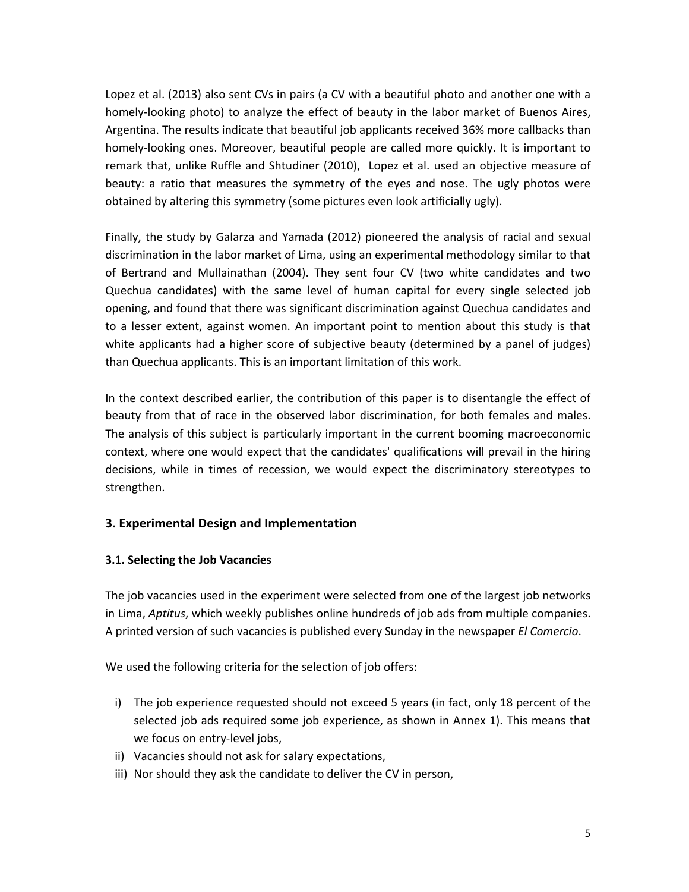Lopez et al. (2013) also sent CVs in pairs (a CV with a beautiful photo and another one with a homely-looking photo) to analyze the effect of beauty in the labor market of Buenos Aires, Argentina. The results indicate that beautiful job applicants received 36% more callbacks than homely-looking ones. Moreover, beautiful people are called more quickly. It is important to remark that, unlike Ruffle and Shtudiner (2010), Lopez et al. used an objective measure of beauty: a ratio that measures the symmetry of the eyes and nose. The ugly photos were obtained by altering this symmetry (some pictures even look artificially ugly).

Finally, the study by Galarza and Yamada (2012) pioneered the analysis of racial and sexual discrimination in the labor market of Lima, using an experimental methodology similar to that of Bertrand and Mullainathan (2004). They sent four CV (two white candidates and two Quechua candidates) with the same level of human capital for every single selected job opening, and found that there was significant discrimination against Quechua candidates and to a lesser extent, against women. An important point to mention about this study is that white applicants had a higher score of subjective beauty (determined by a panel of judges) than Quechua applicants. This is an important limitation of this work.

In the context described earlier, the contribution of this paper is to disentangle the effect of beauty from that of race in the observed labor discrimination, for both females and males. The analysis of this subject is particularly important in the current booming macroeconomic context, where one would expect that the candidates' qualifications will prevail in the hiring decisions, while in times of recession, we would expect the discriminatory stereotypes to strengthen.

## 3. Experimental Design and Implementation

### 3.1. Selecting the Job Vacancies

The job vacancies used in the experiment were selected from one of the largest job networks in Lima, *Aptitus*, which weekly publishes online hundreds of job ads from multiple companies. A printed version of such vacancies is published every Sunday in the newspaper *El Comercio*.

We used the following criteria for the selection of job offers:

i) The job experience requested should not exceed 5 years (in fact, only 18 percent of the selected job ads required some job experience, as shown in Annex 1). This means that we focus on entry-level jobs,
ii) Vacancies should not ask for salary expectations,
iii) Nor should they ask the candidate to deliver the CV in person,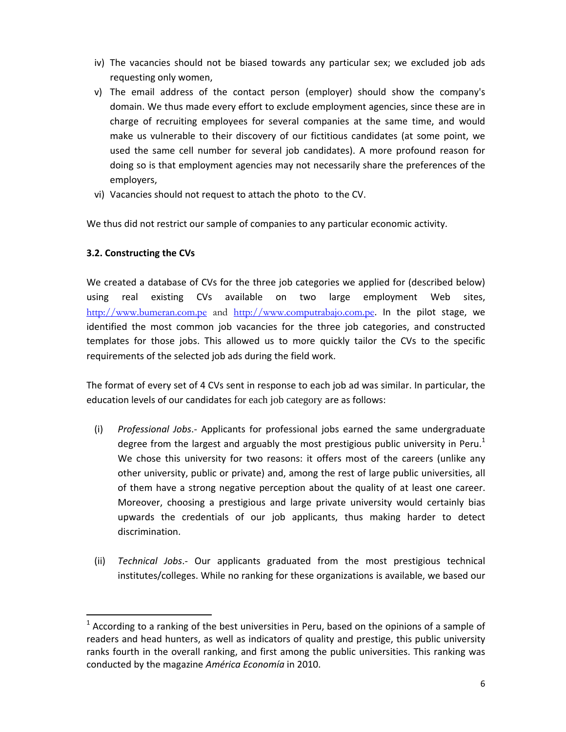iv) The vacancies should not be biased towards any particular sex; we excluded job ads requesting only women,

v) The email address of the contact person (employer) should show the company's domain. We thus made every effort to exclude employment agencies, since these are in charge of recruiting employees for several companies at the same time, and would make us vulnerable to their discovery of our fictitious candidates (at some point, we used the same cell number for several job candidates). A more profound reason for doing so is that employment agencies may not necessarily share the preferences of the employers,

vi) Vacancies should not request to attach the photo to the CV.

We thus did not restrict our sample of companies to any particular economic activity.

### 3.2. Constructing the CVs

We created a database of CVs for the three job categories we applied for (described below) using real existing CVs available on two large employment Web sites, http://www.bumeran.com.pe and http://www.computrabajo.com.pe. In the pilot stage, we identified the most common job vacancies for the three job categories, and constructed templates for those jobs. This allowed us to more quickly tailor the CVs to the specific requirements of the selected job ads during the field work.

The format of every set of 4 CVs sent in response to each job ad was similar. In particular, the education levels of our candidates for each job category are as follows:

(i) *Professional Jobs*.- Applicants for professional jobs earned the same undergraduate degree from the largest and arguably the most prestigious public university in Peru.[1] We chose this university for two reasons: it offers most of the careers (unlike any other university, public or private) and, among the rest of large public universities, all of them have a strong negative perception about the quality of at least one career. Moreover, choosing a prestigious and large private university would certainly bias upwards the credentials of our job applicants, thus making harder to detect discrimination.

(ii) *Technical Jobs*.- Our applicants graduated from the most prestigious technical institutes/colleges. While no ranking for these organizations is available, we based our

---

[1] According to a ranking of the best universities in Peru, based on the opinions of a sample of readers and head hunters, as well as indicators of quality and prestige, this public university ranks fourth in the overall ranking, and first among the public universities. This ranking was conducted by the magazine *América Economía* in 2010.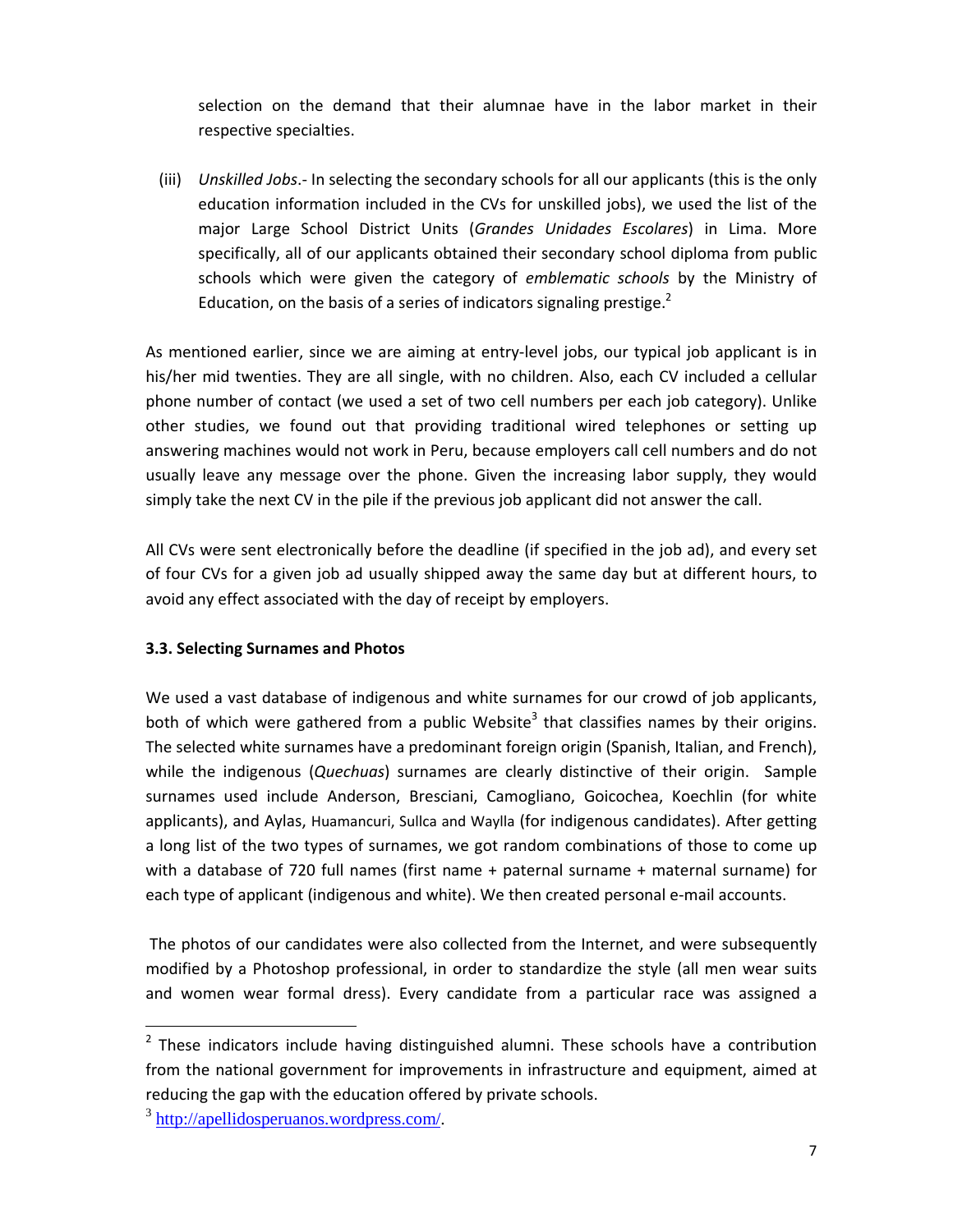selection on the demand that their alumnae have in the labor market in their respective specialties.

(iii) *Unskilled Jobs*.- In selecting the secondary schools for all our applicants (this is the only education information included in the CVs for unskilled jobs), we used the list of the major Large School District Units (*Grandes Unidades Escolares*) in Lima. More specifically, all of our applicants obtained their secondary school diploma from public schools which were given the category of *emblematic schools* by the Ministry of Education, on the basis of a series of indicators signaling prestige.[2]

As mentioned earlier, since we are aiming at entry-level jobs, our typical job applicant is in his/her mid twenties. They are all single, with no children. Also, each CV included a cellular phone number of contact (we used a set of two cell numbers per each job category). Unlike other studies, we found out that providing traditional wired telephones or setting up answering machines would not work in Peru, because employers call cell numbers and do not usually leave any message over the phone. Given the increasing labor supply, they would simply take the next CV in the pile if the previous job applicant did not answer the call.

All CVs were sent electronically before the deadline (if specified in the job ad), and every set of four CVs for a given job ad usually shipped away the same day but at different hours, to avoid any effect associated with the day of receipt by employers.

### 3.3. Selecting Surnames and Photos

We used a vast database of indigenous and white surnames for our crowd of job applicants, both of which were gathered from a public Website[3] that classifies names by their origins. The selected white surnames have a predominant foreign origin (Spanish, Italian, and French), while the indigenous (*Quechuas*) surnames are clearly distinctive of their origin. Sample surnames used include Anderson, Bresciani, Camogliano, Goicochea, Koechlin (for white applicants), and Aylas, Huamancuri, Sullca and Waylla (for indigenous candidates). After getting a long list of the two types of surnames, we got random combinations of those to come up with a database of 720 full names (first name + paternal surname + maternal surname) for each type of applicant (indigenous and white). We then created personal e-mail accounts.

The photos of our candidates were also collected from the Internet, and were subsequently modified by a Photoshop professional, in order to standardize the style (all men wear suits and women wear formal dress). Every candidate from a particular race was assigned a

---

[2] These indicators include having distinguished alumni. These schools have a contribution from the national government for improvements in infrastructure and equipment, aimed at reducing the gap with the education offered by private schools.

[3] http://apellidosperuanos.wordpress.com/.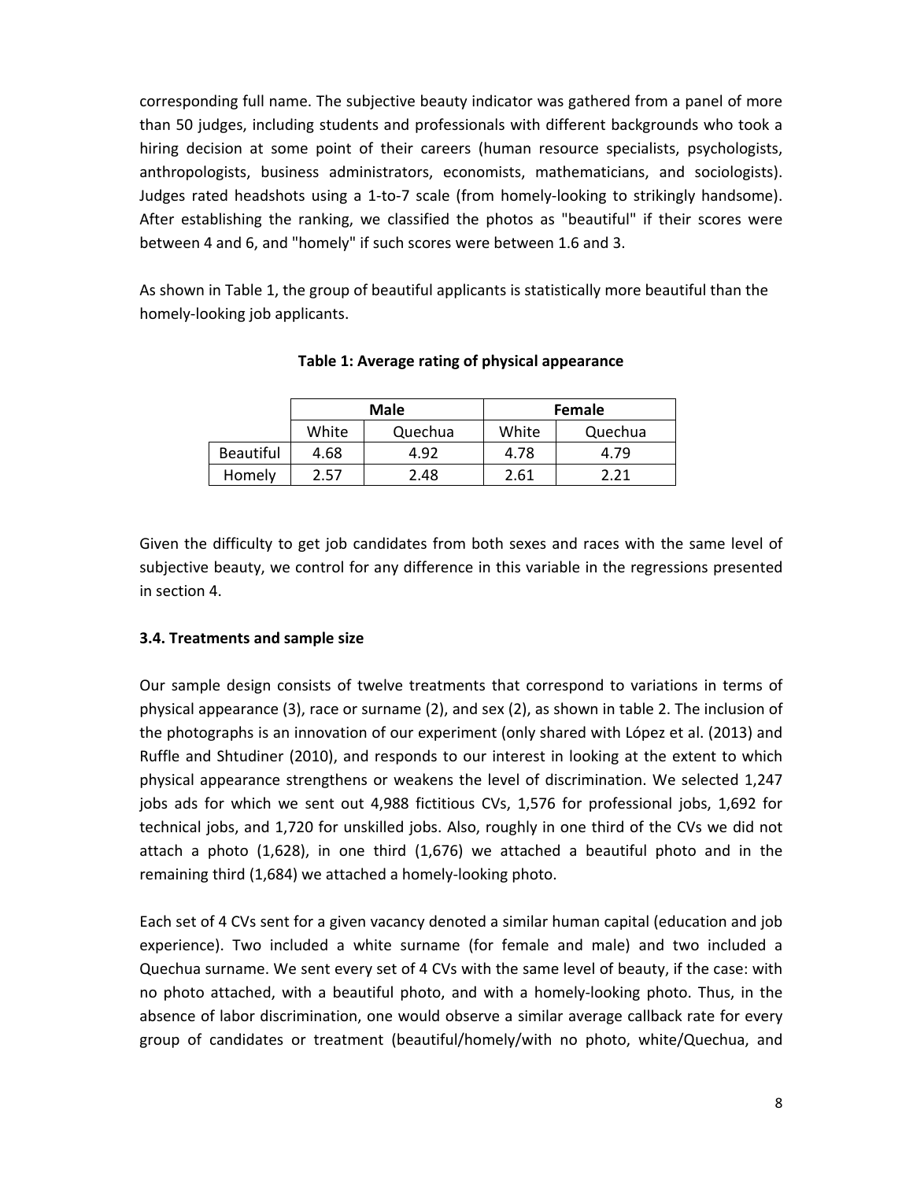corresponding full name. The subjective beauty indicator was gathered from a panel of more than 50 judges, including students and professionals with different backgrounds who took a hiring decision at some point of their careers (human resource specialists, psychologists, anthropologists, business administrators, economists, mathematicians, and sociologists). Judges rated headshots using a 1-to-7 scale (from homely-looking to strikingly handsome). After establishing the ranking, we classified the photos as "beautiful" if their scores were between 4 and 6, and "homely" if such scores were between 1.6 and 3.

As shown in Table 1, the group of beautiful applicants is statistically more beautiful than the homely-looking job applicants.

**Table 1: Average rating of physical appearance**

| | Male | | Female | |
|---|---|---|---|---|
| | White | Quechua | White | Quechua |
| Beautiful | 4.68 | 4.92 | 4.78 | 4.79 |
| Homely | 2.57 | 2.48 | 2.61 | 2.21 |

Given the difficulty to get job candidates from both sexes and races with the same level of subjective beauty, we control for any difference in this variable in the regressions presented in section 4.

### 3.4. Treatments and sample size

Our sample design consists of twelve treatments that correspond to variations in terms of physical appearance (3), race or surname (2), and sex (2), as shown in table 2. The inclusion of the photographs is an innovation of our experiment (only shared with López et al. (2013) and Ruffle and Shtudiner (2010), and responds to our interest in looking at the extent to which physical appearance strengthens or weakens the level of discrimination. We selected 1,247 jobs ads for which we sent out 4,988 fictitious CVs, 1,576 for professional jobs, 1,692 for technical jobs, and 1,720 for unskilled jobs. Also, roughly in one third of the CVs we did not attach a photo (1,628), in one third (1,676) we attached a beautiful photo and in the remaining third (1,684) we attached a homely-looking photo.

Each set of 4 CVs sent for a given vacancy denoted a similar human capital (education and job experience). Two included a white surname (for female and male) and two included a Quechua surname. We sent every set of 4 CVs with the same level of beauty, if the case: with no photo attached, with a beautiful photo, and with a homely-looking photo. Thus, in the absence of labor discrimination, one would observe a similar average callback rate for every group of candidates or treatment (beautiful/homely/with no photo, white/Quechua, and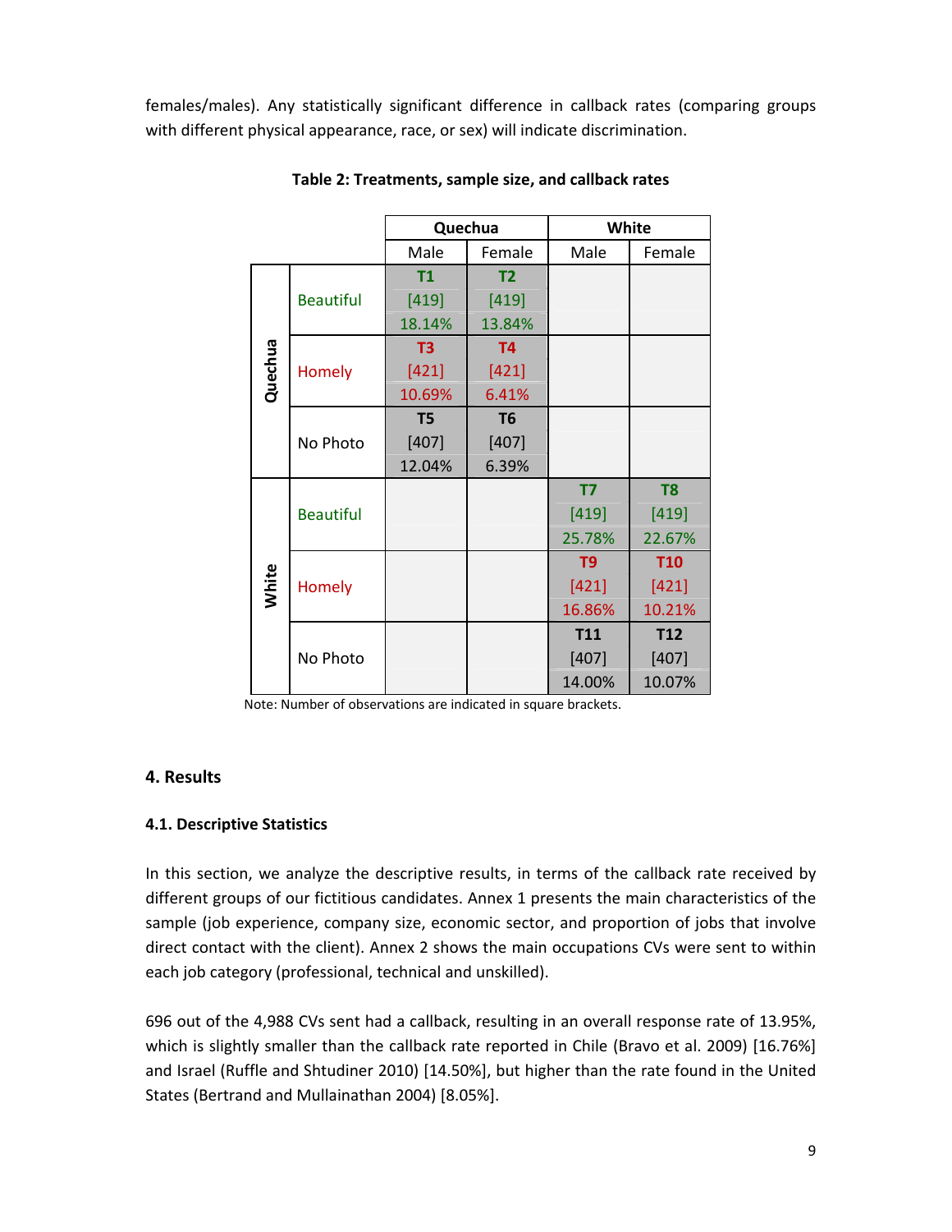females/males). Any statistically significant difference in callback rates (comparing groups with different physical appearance, race, or sex) will indicate discrimination.

**Table 2: Treatments, sample size, and callback rates**

| | | Quechua | | White | |
|---|---|---|---|---|---|
| | | Male | Female | Male | Female |
| Quechua | Beautiful | T1 [419] 18.14% | T2 [419] 13.84% | | |
| | Homely | T3 [421] 10.69% | T4 [421] 6.41% | | |
| | No Photo | T5 [407] 12.04% | T6 [407] 6.39% | | |
| White | Beautiful | | | T7 [419] 25.78% | T8 [419] 22.67% |
| | Homely | | | T9 [421] 16.86% | T10 [421] 10.21% |
| | No Photo | | | T11 [407] 14.00% | T12 [407] 10.07% |

Note: Number of observations are indicated in square brackets.

## 4. Results

### 4.1. Descriptive Statistics

In this section, we analyze the descriptive results, in terms of the callback rate received by different groups of our fictitious candidates. Annex 1 presents the main characteristics of the sample (job experience, company size, economic sector, and proportion of jobs that involve direct contact with the client). Annex 2 shows the main occupations CVs were sent to within each job category (professional, technical and unskilled).

696 out of the 4,988 CVs sent had a callback, resulting in an overall response rate of 13.95%, which is slightly smaller than the callback rate reported in Chile (Bravo et al. 2009) [16.76%] and Israel (Ruffle and Shtudiner 2010) [14.50%], but higher than the rate found in the United States (Bertrand and Mullainathan 2004) [8.05%].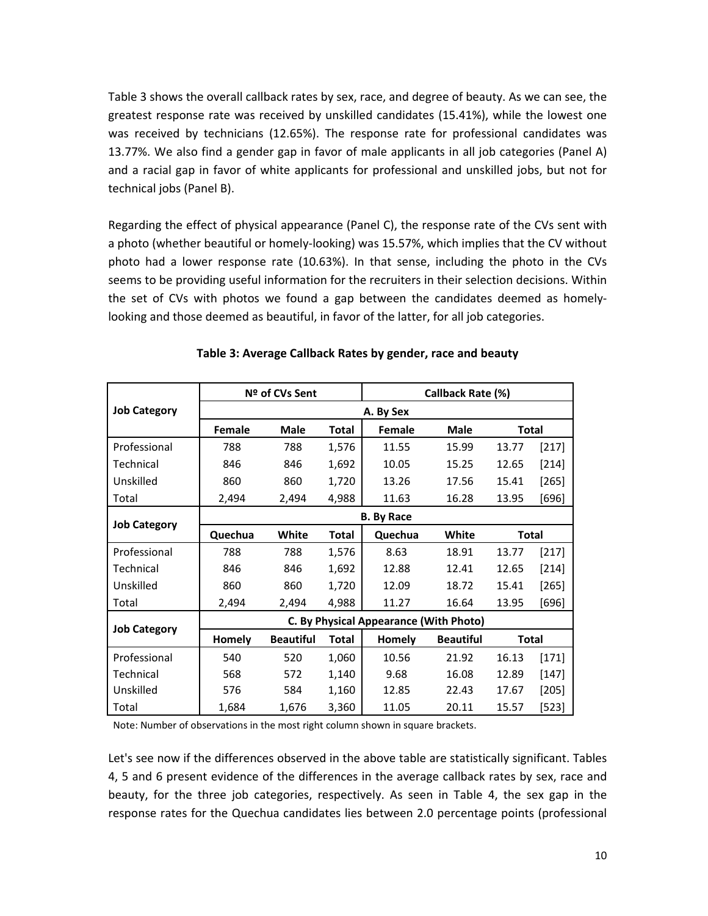Table 3 shows the overall callback rates by sex, race, and degree of beauty. As we can see, the greatest response rate was received by unskilled candidates (15.41%), while the lowest one was received by technicians (12.65%). The response rate for professional candidates was 13.77%. We also find a gender gap in favor of male applicants in all job categories (Panel A) and a racial gap in favor of white applicants for professional and unskilled jobs, but not for technical jobs (Panel B).

Regarding the effect of physical appearance (Panel C), the response rate of the CVs sent with a photo (whether beautiful or homely-looking) was 15.57%, which implies that the CV without photo had a lower response rate (10.63%). In that sense, including the photo in the CVs seems to be providing useful information for the recruiters in their selection decisions. Within the set of CVs with photos we found a gap between the candidates deemed as homely-looking and those deemed as beautiful, in favor of the latter, for all job categories.

**Table 3: Average Callback Rates by gender, race and beauty**

| Job Category | Nº of CVs Sent | | | Callback Rate (%) | | | |
|---|---|---|---|---|---|---|---|
| | **A. By Sex** | | | | | | |
| | **Female** | **Male** | **Total** | **Female** | **Male** | **Total** | |
| Professional | 788 | 788 | 1,576 | 11.55 | 15.99 | 13.77 | [217] |
| Technical | 846 | 846 | 1,692 | 10.05 | 15.25 | 12.65 | [214] |
| Unskilled | 860 | 860 | 1,720 | 13.26 | 17.56 | 15.41 | [265] |
| Total | 2,494 | 2,494 | 4,988 | 11.63 | 16.28 | 13.95 | [696] |
| **Job Category** | **B. By Race** | | | | | | |
| | **Quechua** | **White** | **Total** | **Quechua** | **White** | **Total** | |
| Professional | 788 | 788 | 1,576 | 8.63 | 18.91 | 13.77 | [217] |
| Technical | 846 | 846 | 1,692 | 12.88 | 12.41 | 12.65 | [214] |
| Unskilled | 860 | 860 | 1,720 | 12.09 | 18.72 | 15.41 | [265] |
| Total | 2,494 | 2,494 | 4,988 | 11.27 | 16.64 | 13.95 | [696] |
| **Job Category** | **C. By Physical Appearance (With Photo)** | | | | | | |
| | **Homely** | **Beautiful** | **Total** | **Homely** | **Beautiful** | **Total** | |
| Professional | 540 | 520 | 1,060 | 10.56 | 21.92 | 16.13 | [171] |
| Technical | 568 | 572 | 1,140 | 9.68 | 16.08 | 12.89 | [147] |
| Unskilled | 576 | 584 | 1,160 | 12.85 | 22.43 | 17.67 | [205] |
| Total | 1,684 | 1,676 | 3,360 | 11.05 | 20.11 | 15.57 | [523] |

Note: Number of observations in the most right column shown in square brackets.

Let's see now if the differences observed in the above table are statistically significant. Tables 4, 5 and 6 present evidence of the differences in the average callback rates by sex, race and beauty, for the three job categories, respectively. As seen in Table 4, the sex gap in the response rates for the Quechua candidates lies between 2.0 percentage points (professional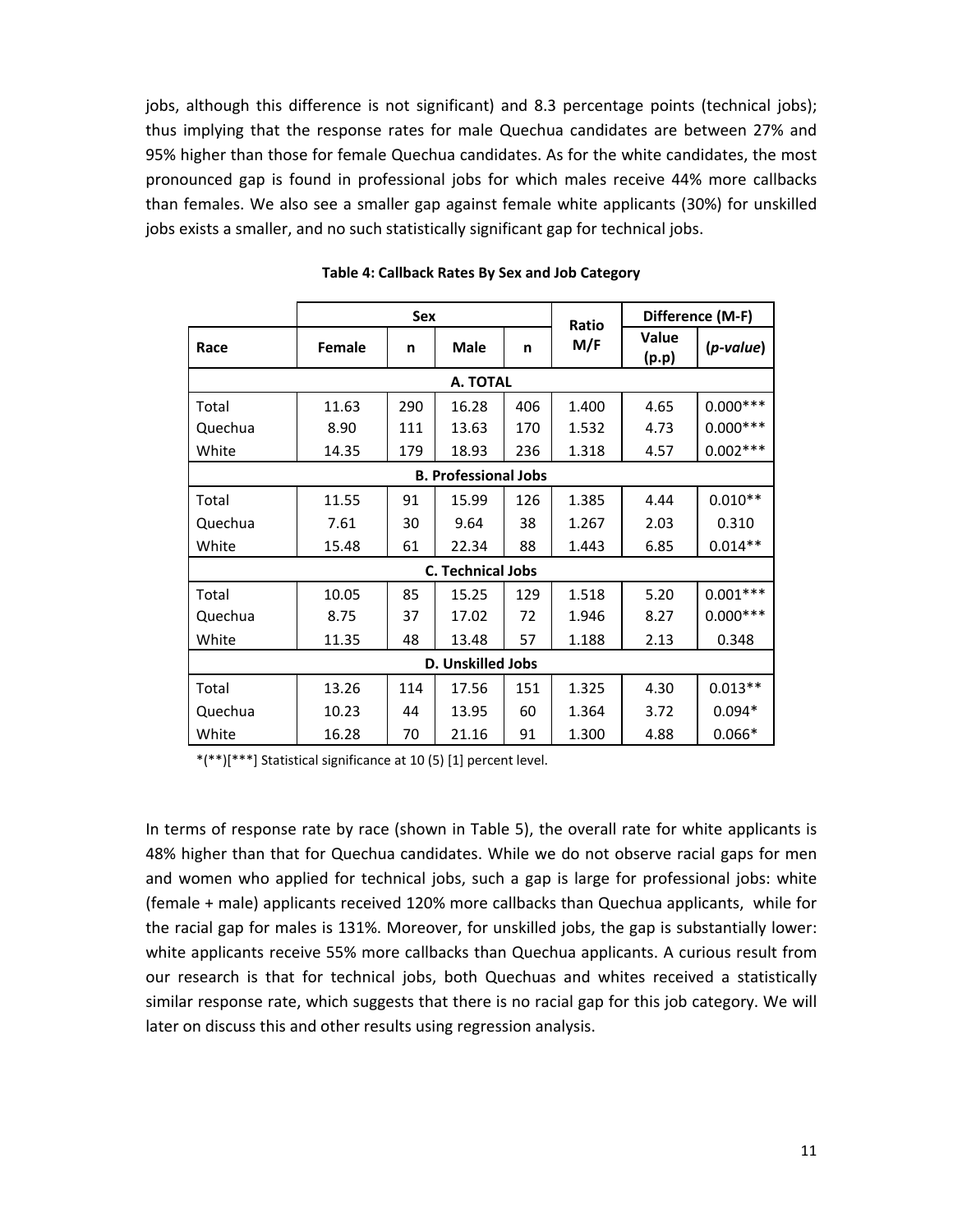jobs, although this difference is not significant) and 8.3 percentage points (technical jobs); thus implying that the response rates for male Quechua candidates are between 27% and 95% higher than those for female Quechua candidates. As for the white candidates, the most pronounced gap is found in professional jobs for which males receive 44% more callbacks than females. We also see a smaller gap against female white applicants (30%) for unskilled jobs exists a smaller, and no such statistically significant gap for technical jobs.

**Table 4: Callback Rates By Sex and Job Category**

| | Sex | | | | Ratio M/F | Difference (M-F) | |
|---|---|---|---|---|---|---|---|
| **Race** | **Female** | **n** | **Male** | **n** | | **Value (p.p)** | **(*p-value*)** |
| **A. TOTAL** | | | | | | | |
| Total | 11.63 | 290 | 16.28 | 406 | 1.400 | 4.65 | 0.000*** |
| Quechua | 8.90 | 111 | 13.63 | 170 | 1.532 | 4.73 | 0.000*** |
| White | 14.35 | 179 | 18.93 | 236 | 1.318 | 4.57 | 0.002*** |
| **B. Professional Jobs** | | | | | | | |
| Total | 11.55 | 91 | 15.99 | 126 | 1.385 | 4.44 | 0.010** |
| Quechua | 7.61 | 30 | 9.64 | 38 | 1.267 | 2.03 | 0.310 |
| White | 15.48 | 61 | 22.34 | 88 | 1.443 | 6.85 | 0.014** |
| **C. Technical Jobs** | | | | | | | |
| Total | 10.05 | 85 | 15.25 | 129 | 1.518 | 5.20 | 0.001*** |
| Quechua | 8.75 | 37 | 17.02 | 72 | 1.946 | 8.27 | 0.000*** |
| White | 11.35 | 48 | 13.48 | 57 | 1.188 | 2.13 | 0.348 |
| **D. Unskilled Jobs** | | | | | | | |
| Total | 13.26 | 114 | 17.56 | 151 | 1.325 | 4.30 | 0.013** |
| Quechua | 10.23 | 44 | 13.95 | 60 | 1.364 | 3.72 | 0.094* |
| White | 16.28 | 70 | 21.16 | 91 | 1.300 | 4.88 | 0.066* |

*(**)[***] Statistical significance at 10 (5) [1] percent level.

In terms of response rate by race (shown in Table 5), the overall rate for white applicants is 48% higher than that for Quechua candidates. While we do not observe racial gaps for men and women who applied for technical jobs, such a gap is large for professional jobs: white (female + male) applicants received 120% more callbacks than Quechua applicants, while for the racial gap for males is 131%. Moreover, for unskilled jobs, the gap is substantially lower: white applicants receive 55% more callbacks than Quechua applicants. A curious result from our research is that for technical jobs, both Quechuas and whites received a statistically similar response rate, which suggests that there is no racial gap for this job category. We will later on discuss this and other results using regression analysis.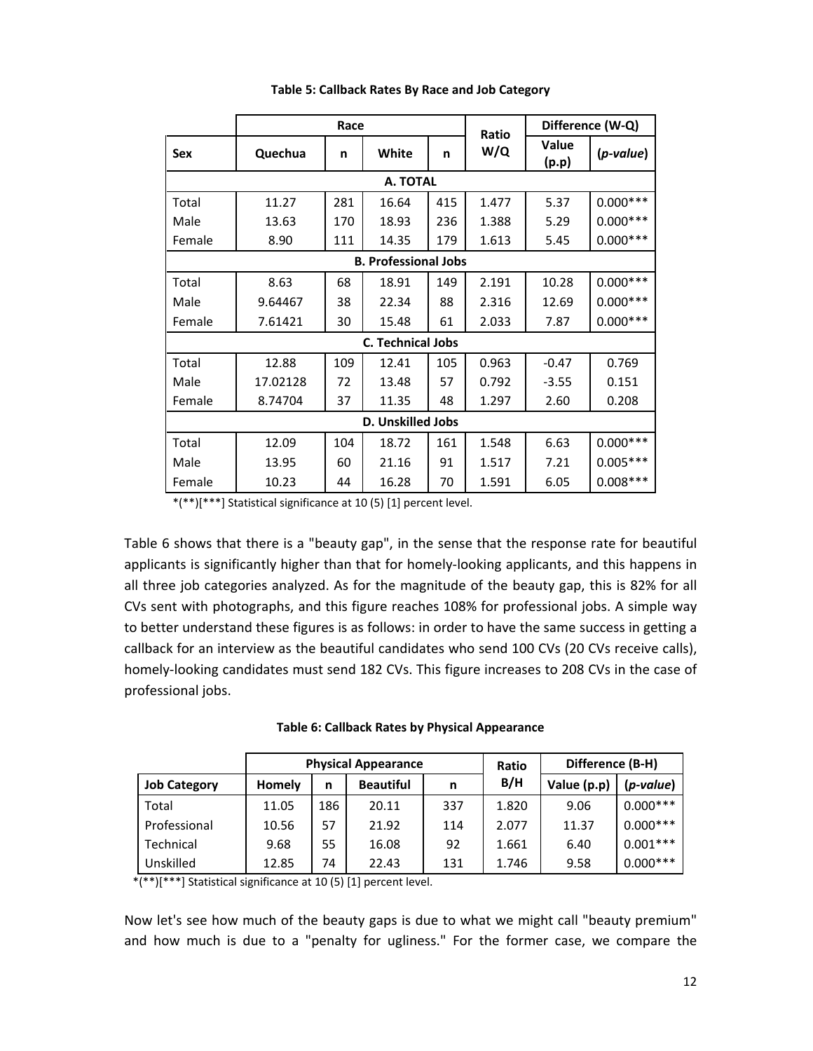**Table 5: Callback Rates By Race and Job Category**

| | Race | | | | Ratio W/Q | Difference (W-Q) | |
|---|---|---|---|---|---|---|---|
| **Sex** | **Quechua** | **n** | **White** | **n** | | **Value (p.p)** | **(*p-value*)** |
| **A. TOTAL** | | | | | | | |
| Total | 11.27 | 281 | 16.64 | 415 | 1.477 | 5.37 | 0.000*** |
| Male | 13.63 | 170 | 18.93 | 236 | 1.388 | 5.29 | 0.000*** |
| Female | 8.90 | 111 | 14.35 | 179 | 1.613 | 5.45 | 0.000*** |
| **B. Professional Jobs** | | | | | | | |
| Total | 8.63 | 68 | 18.91 | 149 | 2.191 | 10.28 | 0.000*** |
| Male | 9.64467 | 38 | 22.34 | 88 | 2.316 | 12.69 | 0.000*** |
| Female | 7.61421 | 30 | 15.48 | 61 | 2.033 | 7.87 | 0.000*** |
| **C. Technical Jobs** | | | | | | | |
| Total | 12.88 | 109 | 12.41 | 105 | 0.963 | -0.47 | 0.769 |
| Male | 17.02128 | 72 | 13.48 | 57 | 0.792 | -3.55 | 0.151 |
| Female | 8.74704 | 37 | 11.35 | 48 | 1.297 | 2.60 | 0.208 |
| **D. Unskilled Jobs** | | | | | | | |
| Total | 12.09 | 104 | 18.72 | 161 | 1.548 | 6.63 | 0.000*** |
| Male | 13.95 | 60 | 21.16 | 91 | 1.517 | 7.21 | 0.005*** |
| Female | 10.23 | 44 | 16.28 | 70 | 1.591 | 6.05 | 0.008*** |

*(**)[***] Statistical significance at 10 (5) [1] percent level.

Table 6 shows that there is a "beauty gap", in the sense that the response rate for beautiful applicants is significantly higher than that for homely-looking applicants, and this happens in all three job categories analyzed. As for the magnitude of the beauty gap, this is 82% for all CVs sent with photographs, and this figure reaches 108% for professional jobs. A simple way to better understand these figures is as follows: in order to have the same success in getting a callback for an interview as the beautiful candidates who send 100 CVs (20 CVs receive calls), homely-looking candidates must send 182 CVs. This figure increases to 208 CVs in the case of professional jobs.

**Table 6: Callback Rates by Physical Appearance**

| | Physical Appearance | | | | Ratio B/H | Difference (B-H) | |
|---|---|---|---|---|---|---|---|
| **Job Category** | **Homely** | **n** | **Beautiful** | **n** | | **Value (p.p)** | **(*p-value*)** |
| Total | 11.05 | 186 | 20.11 | 337 | 1.820 | 9.06 | 0.000*** |
| Professional | 10.56 | 57 | 21.92 | 114 | 2.077 | 11.37 | 0.000*** |
| Technical | 9.68 | 55 | 16.08 | 92 | 1.661 | 6.40 | 0.001*** |
| Unskilled | 12.85 | 74 | 22.43 | 131 | 1.746 | 9.58 | 0.000*** |

*(**)[***] Statistical significance at 10 (5) [1] percent level.

Now let's see how much of the beauty gaps is due to what we might call "beauty premium" and how much is due to a "penalty for ugliness." For the former case, we compare the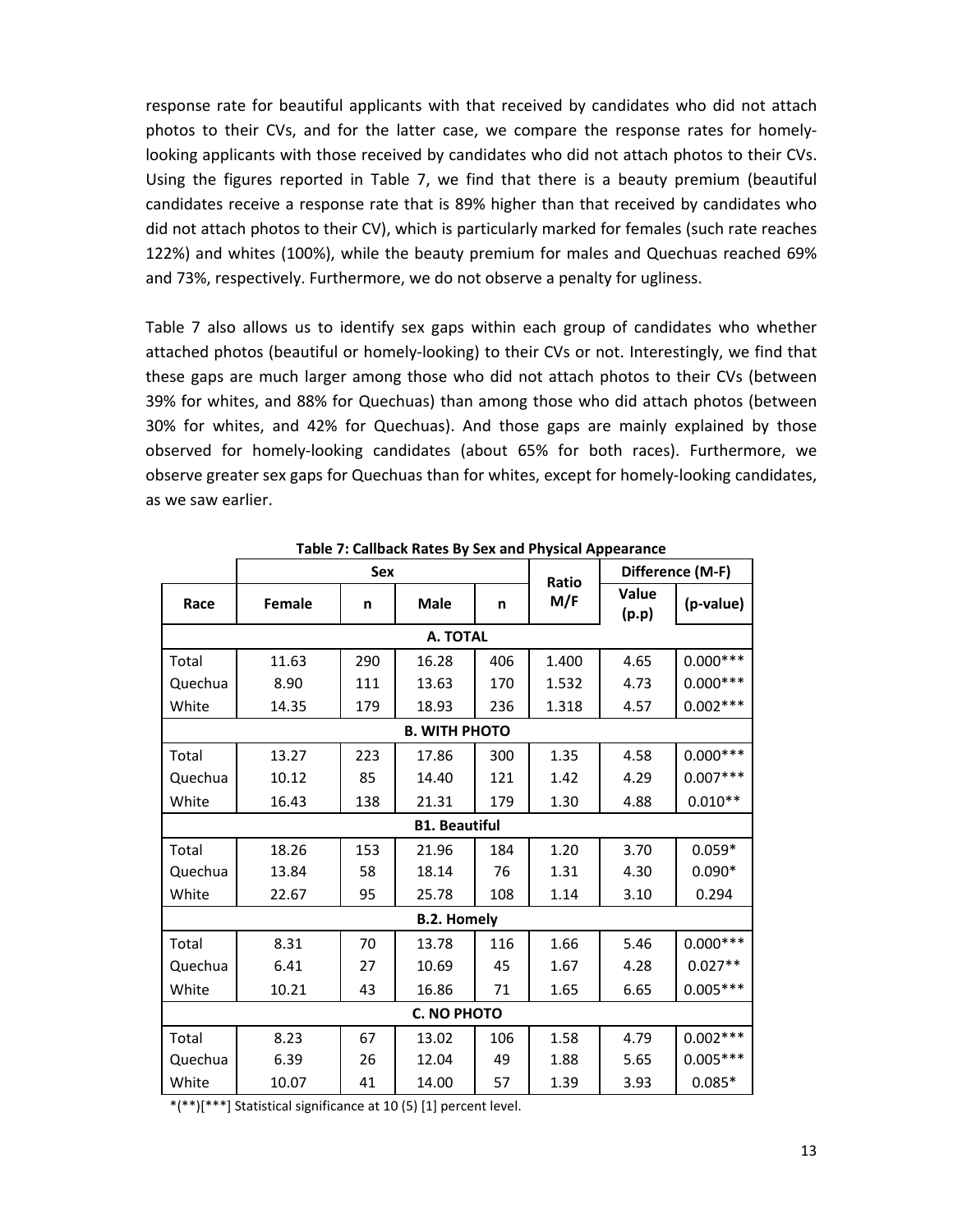response rate for beautiful applicants with that received by candidates who did not attach photos to their CVs, and for the latter case, we compare the response rates for homely-looking applicants with those received by candidates who did not attach photos to their CVs. Using the figures reported in Table 7, we find that there is a beauty premium (beautiful candidates receive a response rate that is 89% higher than that received by candidates who did not attach photos to their CV), which is particularly marked for females (such rate reaches 122%) and whites (100%), while the beauty premium for males and Quechuas reached 69% and 73%, respectively. Furthermore, we do not observe a penalty for ugliness.

Table 7 also allows us to identify sex gaps within each group of candidates who whether attached photos (beautiful or homely-looking) to their CVs or not. Interestingly, we find that these gaps are much larger among those who did not attach photos to their CVs (between 39% for whites, and 88% for Quechuas) than among those who did attach photos (between 30% for whites, and 42% for Quechuas). And those gaps are mainly explained by those observed for homely-looking candidates (about 65% for both races). Furthermore, we observe greater sex gaps for Quechuas than for whites, except for homely-looking candidates, as we saw earlier.

**Table 7: Callback Rates By Sex and Physical Appearance**

| | Sex | | | | Ratio M/F | Difference (M-F) | |
|---|---|---|---|---|---|---|---|
| Race | Female | n | Male | n | | Value (p.p) | (p-value) |
| **A. TOTAL** | | | | | | | |
| Total | 11.63 | 290 | 16.28 | 406 | 1.400 | 4.65 | 0.000*** |
| Quechua | 8.90 | 111 | 13.63 | 170 | 1.532 | 4.73 | 0.000*** |
| White | 14.35 | 179 | 18.93 | 236 | 1.318 | 4.57 | 0.002*** |
| **B. WITH PHOTO** | | | | | | | |
| Total | 13.27 | 223 | 17.86 | 300 | 1.35 | 4.58 | 0.000*** |
| Quechua | 10.12 | 85 | 14.40 | 121 | 1.42 | 4.29 | 0.007*** |
| White | 16.43 | 138 | 21.31 | 179 | 1.30 | 4.88 | 0.010** |
| **B1. Beautiful** | | | | | | | |
| Total | 18.26 | 153 | 21.96 | 184 | 1.20 | 3.70 | 0.059* |
| Quechua | 13.84 | 58 | 18.14 | 76 | 1.31 | 4.30 | 0.090* |
| White | 22.67 | 95 | 25.78 | 108 | 1.14 | 3.10 | 0.294 |
| **B.2. Homely** | | | | | | | |
| Total | 8.31 | 70 | 13.78 | 116 | 1.66 | 5.46 | 0.000*** |
| Quechua | 6.41 | 27 | 10.69 | 45 | 1.67 | 4.28 | 0.027** |
| White | 10.21 | 43 | 16.86 | 71 | 1.65 | 6.65 | 0.005*** |
| **C. NO PHOTO** | | | | | | | |
| Total | 8.23 | 67 | 13.02 | 106 | 1.58 | 4.79 | 0.002*** |
| Quechua | 6.39 | 26 | 12.04 | 49 | 1.88 | 5.65 | 0.005*** |
| White | 10.07 | 41 | 14.00 | 57 | 1.39 | 3.93 | 0.085* |

*(**)[***] Statistical significance at 10 (5) [1] percent level.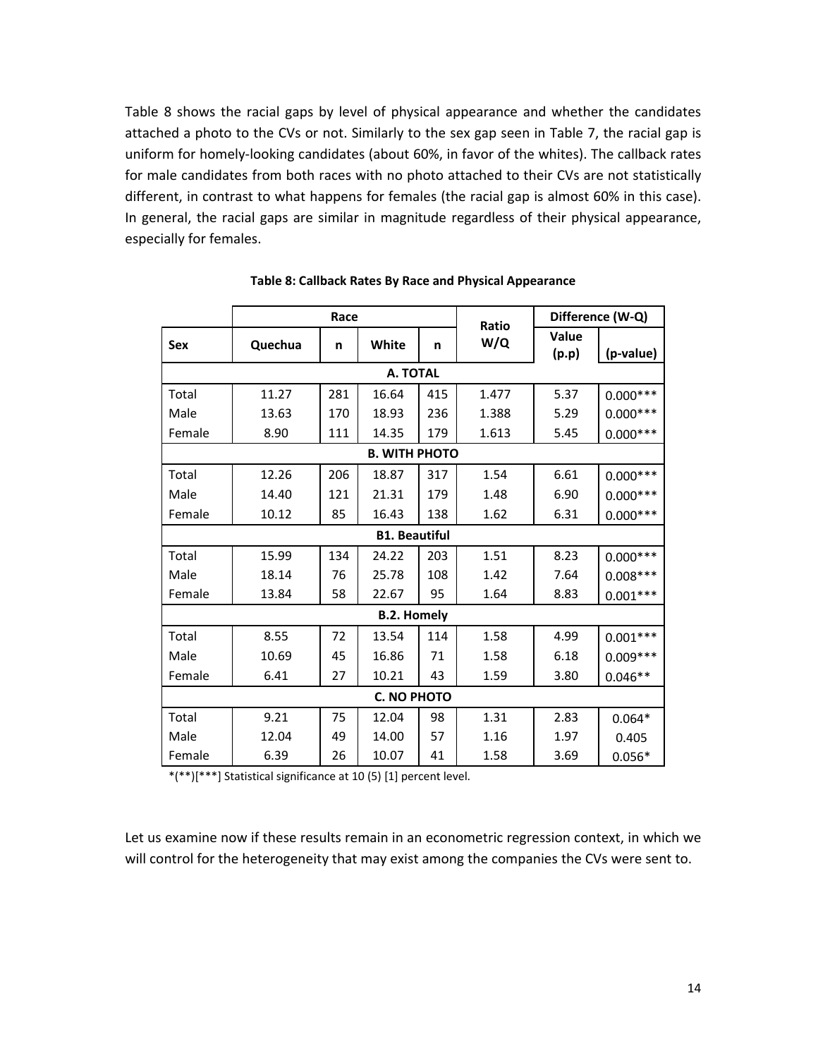Table 8 shows the racial gaps by level of physical appearance and whether the candidates attached a photo to the CVs or not. Similarly to the sex gap seen in Table 7, the racial gap is uniform for homely-looking candidates (about 60%, in favor of the whites). The callback rates for male candidates from both races with no photo attached to their CVs are not statistically different, in contrast to what happens for females (the racial gap is almost 60% in this case). In general, the racial gaps are similar in magnitude regardless of their physical appearance, especially for females.

**Table 8: Callback Rates By Race and Physical Appearance**

| | Race | | | | Ratio W/Q | Difference (W-Q) | |
|---|---|---|---|---|---|---|---|
| Sex | Quechua | n | White | n | | Value (p.p) | (p-value) |
| **A. TOTAL** | | | | | | | |
| Total | 11.27 | 281 | 16.64 | 415 | 1.477 | 5.37 | 0.000*** |
| Male | 13.63 | 170 | 18.93 | 236 | 1.388 | 5.29 | 0.000*** |
| Female | 8.90 | 111 | 14.35 | 179 | 1.613 | 5.45 | 0.000*** |
| **B. WITH PHOTO** | | | | | | | |
| Total | 12.26 | 206 | 18.87 | 317 | 1.54 | 6.61 | 0.000*** |
| Male | 14.40 | 121 | 21.31 | 179 | 1.48 | 6.90 | 0.000*** |
| Female | 10.12 | 85 | 16.43 | 138 | 1.62 | 6.31 | 0.000*** |
| **B1. Beautiful** | | | | | | | |
| Total | 15.99 | 134 | 24.22 | 203 | 1.51 | 8.23 | 0.000*** |
| Male | 18.14 | 76 | 25.78 | 108 | 1.42 | 7.64 | 0.008*** |
| Female | 13.84 | 58 | 22.67 | 95 | 1.64 | 8.83 | 0.001*** |
| **B.2. Homely** | | | | | | | |
| Total | 8.55 | 72 | 13.54 | 114 | 1.58 | 4.99 | 0.001*** |
| Male | 10.69 | 45 | 16.86 | 71 | 1.58 | 6.18 | 0.009*** |
| Female | 6.41 | 27 | 10.21 | 43 | 1.59 | 3.80 | 0.046** |
| **C. NO PHOTO** | | | | | | | |
| Total | 9.21 | 75 | 12.04 | 98 | 1.31 | 2.83 | 0.064* |
| Male | 12.04 | 49 | 14.00 | 57 | 1.16 | 1.97 | 0.405 |
| Female | 6.39 | 26 | 10.07 | 41 | 1.58 | 3.69 | 0.056* |

*(**)[***] Statistical significance at 10 (5) [1] percent level.

Let us examine now if these results remain in an econometric regression context, in which we will control for the heterogeneity that may exist among the companies the CVs were sent to.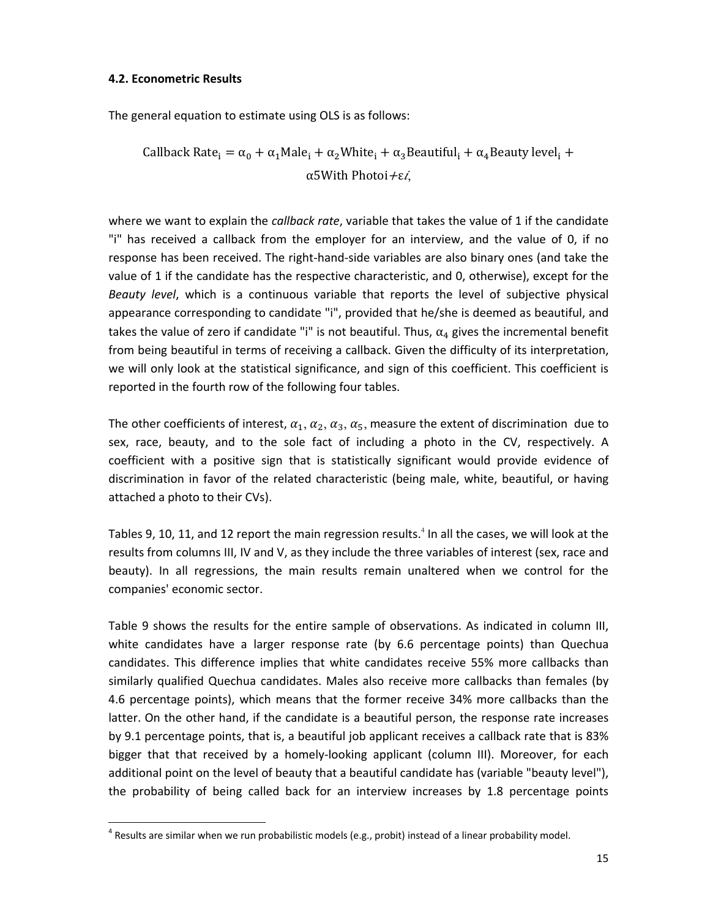#### 4.2. Econometric Results

The general equation to estimate using OLS is as follows:

$$\text{Callback Rate}_i = \alpha_0 + \alpha_1 \text{Male}_i + \alpha_2 \text{White}_i + \alpha_3 \text{Beautiful}_i + \alpha_4 \text{Beauty level}_i + \alpha 5 \text{With Photo} i + \varepsilon i,$$

where we want to explain the *callback rate*, variable that takes the value of 1 if the candidate "i" has received a callback from the employer for an interview, and the value of 0, if no response has been received. The right-hand-side variables are also binary ones (and take the value of 1 if the candidate has the respective characteristic, and 0, otherwise), except for the *Beauty level*, which is a continuous variable that reports the level of subjective physical appearance corresponding to candidate "i", provided that he/she is deemed as beautiful, and takes the value of zero if candidate "i" is not beautiful. Thus, $\alpha_4$ gives the incremental benefit from being beautiful in terms of receiving a callback. Given the difficulty of its interpretation, we will only look at the statistical significance, and sign of this coefficient. This coefficient is reported in the fourth row of the following four tables.

The other coefficients of interest, $\alpha_1, \alpha_2, \alpha_3, \alpha_5$, measure the extent of discrimination due to sex, race, beauty, and to the sole fact of including a photo in the CV, respectively. A coefficient with a positive sign that is statistically significant would provide evidence of discrimination in favor of the related characteristic (being male, white, beautiful, or having attached a photo to their CVs).

Tables 9, 10, 11, and 12 report the main regression results.[4] In all the cases, we will look at the results from columns III, IV and V, as they include the three variables of interest (sex, race and beauty). In all regressions, the main results remain unaltered when we control for the companies' economic sector.

Table 9 shows the results for the entire sample of observations. As indicated in column III, white candidates have a larger response rate (by 6.6 percentage points) than Quechua candidates. This difference implies that white candidates receive 55% more callbacks than similarly qualified Quechua candidates. Males also receive more callbacks than females (by 4.6 percentage points), which means that the former receive 34% more callbacks than the latter. On the other hand, if the candidate is a beautiful person, the response rate increases by 9.1 percentage points, that is, a beautiful job applicant receives a callback rate that is 83% bigger that that received by a homely-looking applicant (column III). Moreover, for each additional point on the level of beauty that a beautiful candidate has (variable "beauty level"), the probability of being called back for an interview increases by 1.8 percentage points

[4] Results are similar when we run probabilistic models (e.g., probit) instead of a linear probability model.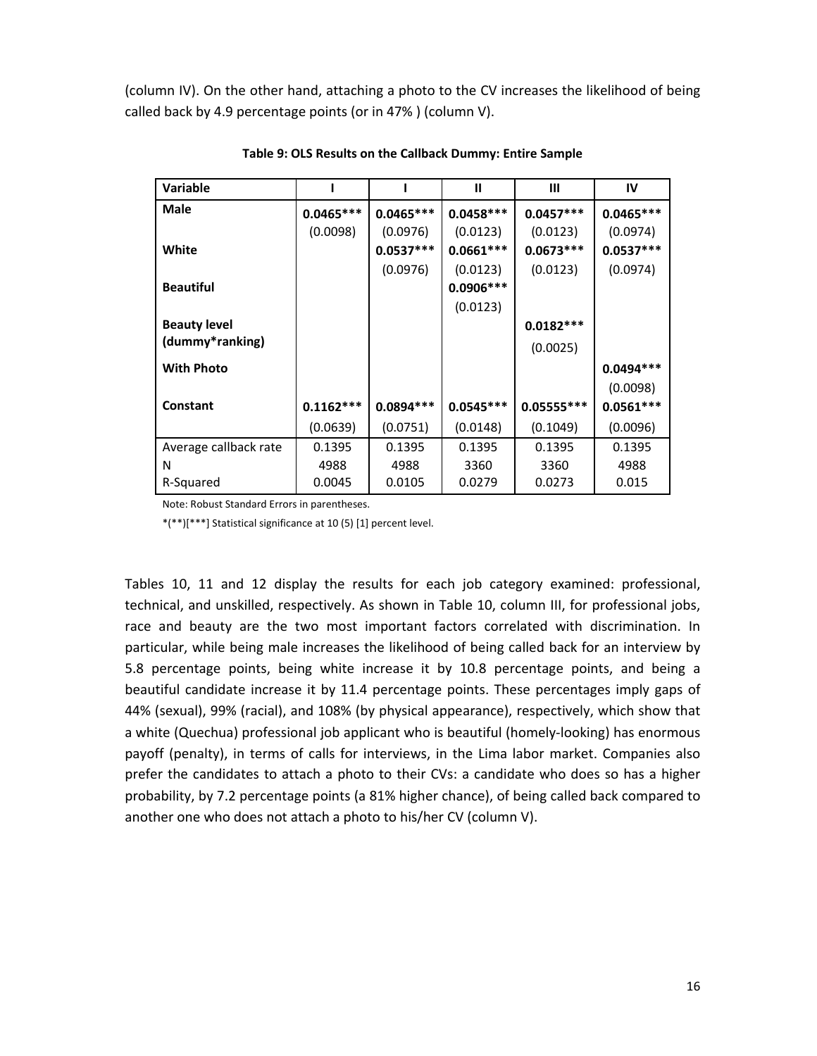(column IV). On the other hand, attaching a photo to the CV increases the likelihood of being called back by 4.9 percentage points (or in 47% ) (column V).

**Table 9: OLS Results on the Callback Dummy: Entire Sample**

| Variable | I | I | II | III | IV |
|---|---|---|---|---|---|
| **Male** | **0.0465\*\*\*** | **0.0465\*\*\*** | **0.0458\*\*\*** | **0.0457\*\*\*** | **0.0465\*\*\*** |
| | (0.0098) | (0.0976) | (0.0123) | (0.0123) | (0.0974) |
| **White** | | **0.0537\*\*\*** | **0.0661\*\*\*** | **0.0673\*\*\*** | **0.0537\*\*\*** |
| | | (0.0976) | (0.0123) | (0.0123) | (0.0974) |
| **Beautiful** | | | **0.0906\*\*\*** | | |
| | | | (0.0123) | | |
| **Beauty level (dummy\*ranking)** | | | | **0.0182\*\*\*** | |
| | | | | (0.0025) | |
| **With Photo** | | | | | **0.0494\*\*\*** |
| | | | | | (0.0098) |
| **Constant** | **0.1162\*\*\*** | **0.0894\*\*\*** | **0.0545\*\*\*** | **0.05555\*\*\*** | **0.0561\*\*\*** |
| | (0.0639) | (0.0751) | (0.0148) | (0.1049) | (0.0096) |
| Average callback rate | 0.1395 | 0.1395 | 0.1395 | 0.1395 | 0.1395 |
| N | 4988 | 4988 | 3360 | 3360 | 4988 |
| R-Squared | 0.0045 | 0.0105 | 0.0279 | 0.0273 | 0.015 |

Note: Robust Standard Errors in parentheses.

*(**)[***] Statistical significance at 10 (5) [1] percent level.

Tables 10, 11 and 12 display the results for each job category examined: professional, technical, and unskilled, respectively. As shown in Table 10, column III, for professional jobs, race and beauty are the two most important factors correlated with discrimination. In particular, while being male increases the likelihood of being called back for an interview by 5.8 percentage points, being white increase it by 10.8 percentage points, and being a beautiful candidate increase it by 11.4 percentage points. These percentages imply gaps of 44% (sexual), 99% (racial), and 108% (by physical appearance), respectively, which show that a white (Quechua) professional job applicant who is beautiful (homely-looking) has enormous payoff (penalty), in terms of calls for interviews, in the Lima labor market. Companies also prefer the candidates to attach a photo to their CVs: a candidate who does so has a higher probability, by 7.2 percentage points (a 81% higher chance), of being called back compared to another one who does not attach a photo to his/her CV (column V).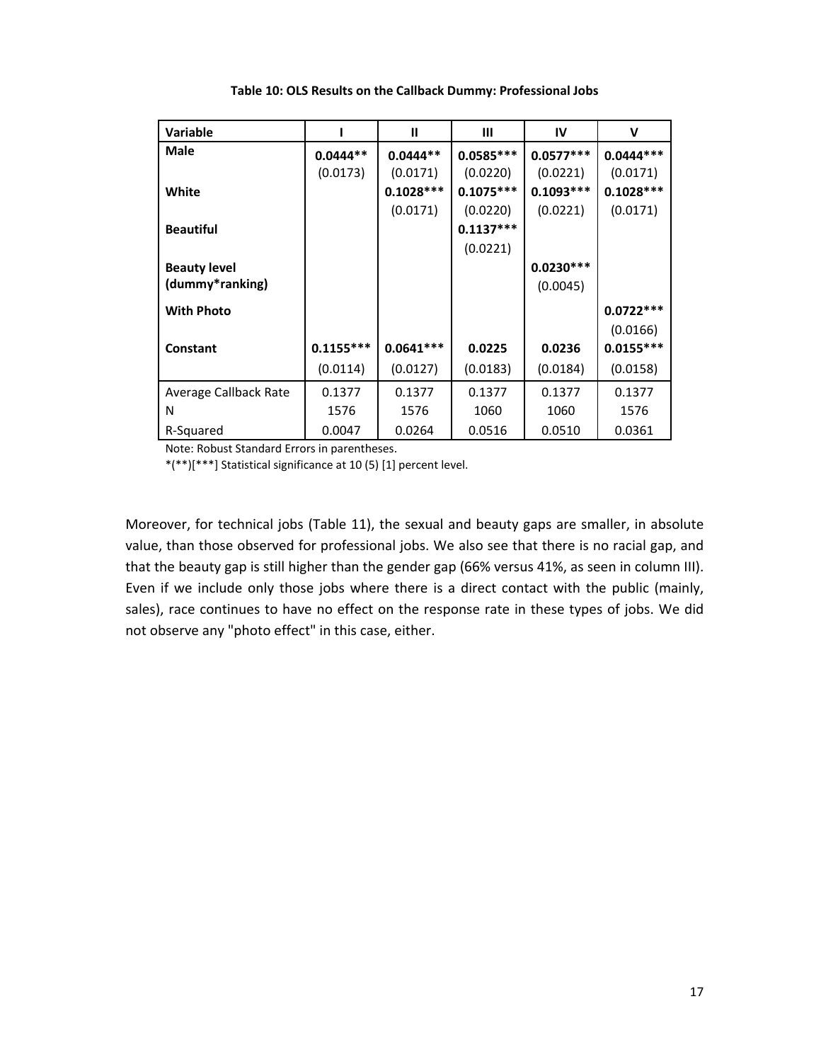**Table 10: OLS Results on the Callback Dummy: Professional Jobs**

| Variable | I | II | III | IV | V |
|---|---|---|---|---|---|
| **Male** | **0.0444\*\*** | **0.0444\*\*** | **0.0585\*\*\*** | **0.0577\*\*\*** | **0.0444\*\*\*** |
| | (0.0173) | (0.0171) | (0.0220) | (0.0221) | (0.0171) |
| **White** | | **0.1028\*\*\*** | **0.1075\*\*\*** | **0.1093\*\*\*** | **0.1028\*\*\*** |
| | | (0.0171) | (0.0220) | (0.0221) | (0.0171) |
| **Beautiful** | | | **0.1137\*\*\*** | | |
| | | | (0.0221) | | |
| **Beauty level (dummy\*ranking)** | | | | **0.0230\*\*\*** | |
| | | | | (0.0045) | |
| **With Photo** | | | | | **0.0722\*\*\*** |
| | | | | | (0.0166) |
| **Constant** | **0.1155\*\*\*** | **0.0641\*\*\*** | **0.0225** | **0.0236** | **0.0155\*\*\*** |
| | (0.0114) | (0.0127) | (0.0183) | (0.0184) | (0.0158) |
| Average Callback Rate | 0.1377 | 0.1377 | 0.1377 | 0.1377 | 0.1377 |
| N | 1576 | 1576 | 1060 | 1060 | 1576 |
| R-Squared | 0.0047 | 0.0264 | 0.0516 | 0.0510 | 0.0361 |

Note: Robust Standard Errors in parentheses.

*(**)[***] Statistical significance at 10 (5) [1] percent level.

Moreover, for technical jobs (Table 11), the sexual and beauty gaps are smaller, in absolute value, than those observed for professional jobs. We also see that there is no racial gap, and that the beauty gap is still higher than the gender gap (66% versus 41%, as seen in column III). Even if we include only those jobs where there is a direct contact with the public (mainly, sales), race continues to have no effect on the response rate in these types of jobs. We did not observe any "photo effect" in this case, either.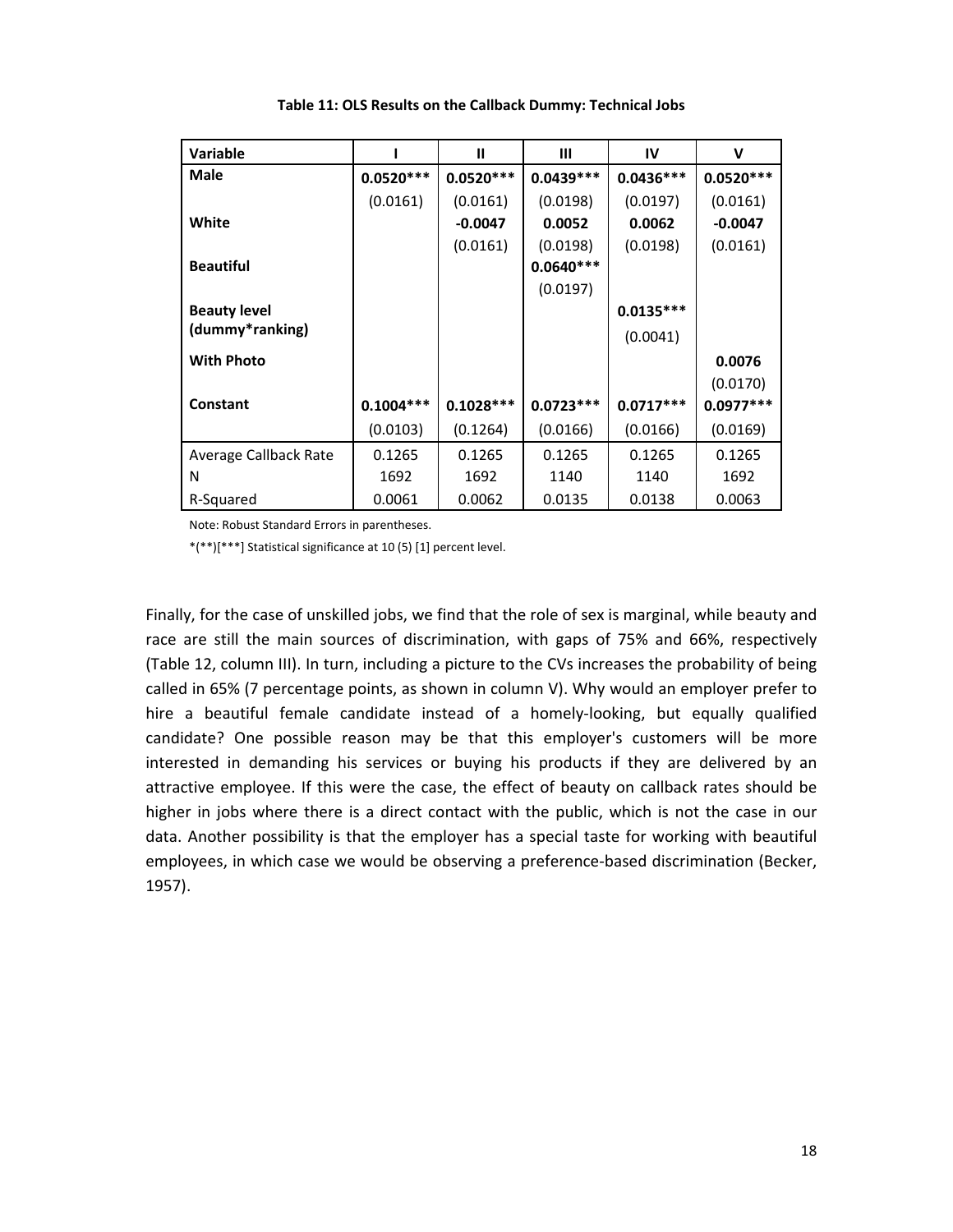**Table 11: OLS Results on the Callback Dummy: Technical Jobs**

| Variable | I | II | III | IV | V |
|---|---|---|---|---|---|
| **Male** | **0.0520\*\*\*** | **0.0520\*\*\*** | **0.0439\*\*\*** | **0.0436\*\*\*** | **0.0520\*\*\*** |
| | (0.0161) | (0.0161) | (0.0198) | (0.0197) | (0.0161) |
| **White** | | **-0.0047** | **0.0052** | **0.0062** | **-0.0047** |
| | | (0.0161) | (0.0198) | (0.0198) | (0.0161) |
| **Beautiful** | | | **0.0640\*\*\*** | | |
| | | | (0.0197) | | |
| **Beauty level (dummy\*ranking)** | | | | **0.0135\*\*\*** | |
| | | | | (0.0041) | |
| **With Photo** | | | | | **0.0076** |
| | | | | | (0.0170) |
| **Constant** | **0.1004\*\*\*** | **0.1028\*\*\*** | **0.0723\*\*\*** | **0.0717\*\*\*** | **0.0977\*\*\*** |
| | (0.0103) | (0.1264) | (0.0166) | (0.0166) | (0.0169) |
| Average Callback Rate | 0.1265 | 0.1265 | 0.1265 | 0.1265 | 0.1265 |
| N | 1692 | 1692 | 1140 | 1140 | 1692 |
| R-Squared | 0.0061 | 0.0062 | 0.0135 | 0.0138 | 0.0063 |

Note: Robust Standard Errors in parentheses.

*(**)[***] Statistical significance at 10 (5) [1] percent level.

Finally, for the case of unskilled jobs, we find that the role of sex is marginal, while beauty and race are still the main sources of discrimination, with gaps of 75% and 66%, respectively (Table 12, column III). In turn, including a picture to the CVs increases the probability of being called in 65% (7 percentage points, as shown in column V). Why would an employer prefer to hire a beautiful female candidate instead of a homely-looking, but equally qualified candidate? One possible reason may be that this employer's customers will be more interested in demanding his services or buying his products if they are delivered by an attractive employee. If this were the case, the effect of beauty on callback rates should be higher in jobs where there is a direct contact with the public, which is not the case in our data. Another possibility is that the employer has a special taste for working with beautiful employees, in which case we would be observing a preference-based discrimination (Becker, 1957).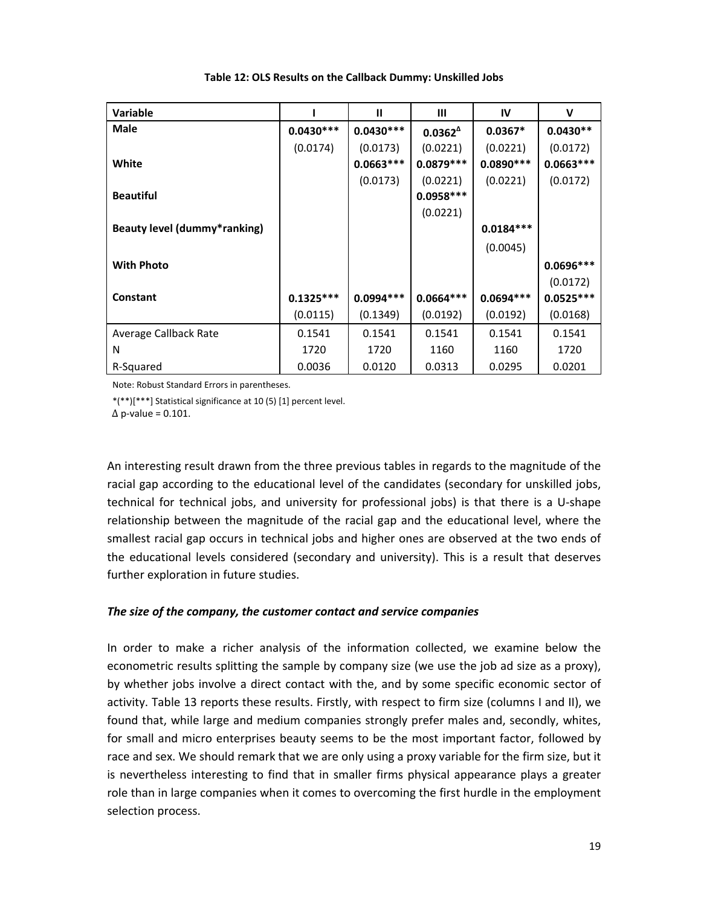**Table 12: OLS Results on the Callback Dummy: Unskilled Jobs**

| Variable | I | II | III | IV | V |
|---|---|---|---|---|---|
| **Male** | **0.0430\*\*\*** | **0.0430\*\*\*** | **0.0362**$^{\Delta}$ | **0.0367\*** | **0.0430\*\*** |
| | (0.0174) | (0.0173) | (0.0221) | (0.0221) | (0.0172) |
| **White** | | **0.0663\*\*\*** | **0.0879\*\*\*** | **0.0890\*\*\*** | **0.0663\*\*\*** |
| | | (0.0173) | (0.0221) | (0.0221) | (0.0172) |
| **Beautiful** | | | **0.0958\*\*\*** | | |
| | | | (0.0221) | | |
| **Beauty level (dummy\*ranking)** | | | | **0.0184\*\*\*** | |
| | | | | (0.0045) | |
| **With Photo** | | | | | **0.0696\*\*\*** |
| | | | | | (0.0172) |
| **Constant** | **0.1325\*\*\*** | **0.0994\*\*\*** | **0.0664\*\*\*** | **0.0694\*\*\*** | **0.0525\*\*\*** |
| | (0.0115) | (0.1349) | (0.0192) | (0.0192) | (0.0168) |
| Average Callback Rate | 0.1541 | 0.1541 | 0.1541 | 0.1541 | 0.1541 |
| N | 1720 | 1720 | 1160 | 1160 | 1720 |
| R-Squared | 0.0036 | 0.0120 | 0.0313 | 0.0295 | 0.0201 |

Note: Robust Standard Errors in parentheses.

*(**)[***] Statistical significance at 10 (5) [1] percent level.

$\Delta$ p-value = 0.101.

An interesting result drawn from the three previous tables in regards to the magnitude of the racial gap according to the educational level of the candidates (secondary for unskilled jobs, technical for technical jobs, and university for professional jobs) is that there is a U-shape relationship between the magnitude of the racial gap and the educational level, where the smallest racial gap occurs in technical jobs and higher ones are observed at the two ends of the educational levels considered (secondary and university). This is a result that deserves further exploration in future studies.

### *The size of the company, the customer contact and service companies*

In order to make a richer analysis of the information collected, we examine below the econometric results splitting the sample by company size (we use the job ad size as a proxy), by whether jobs involve a direct contact with the, and by some specific economic sector of activity. Table 13 reports these results. Firstly, with respect to firm size (columns I and II), we found that, while large and medium companies strongly prefer males and, secondly, whites, for small and micro enterprises beauty seems to be the most important factor, followed by race and sex. We should remark that we are only using a proxy variable for the firm size, but it is nevertheless interesting to find that in smaller firms physical appearance plays a greater role than in large companies when it comes to overcoming the first hurdle in the employment selection process.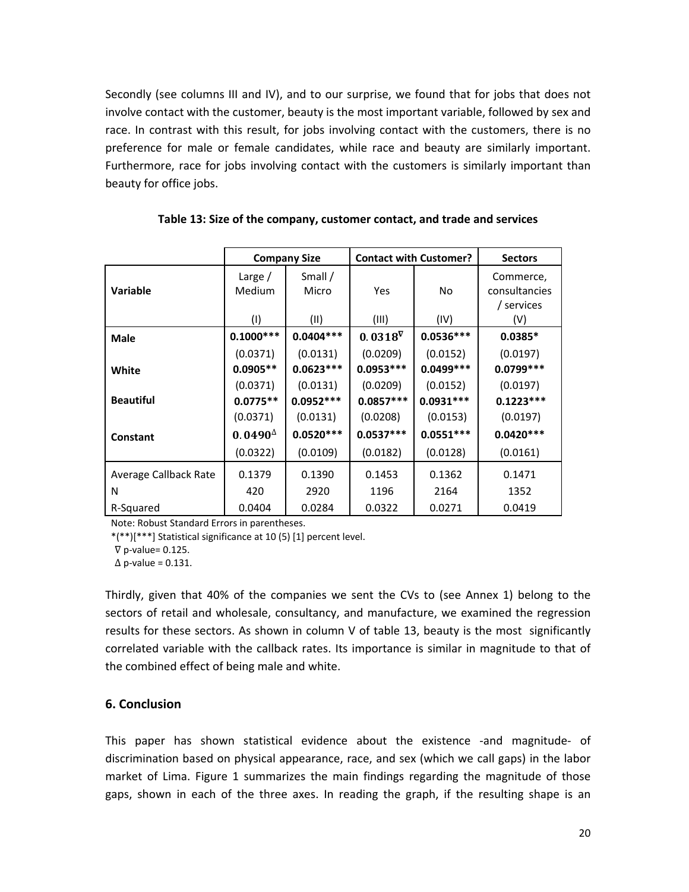Secondly (see columns III and IV), and to our surprise, we found that for jobs that does not involve contact with the customer, beauty is the most important variable, followed by sex and race. In contrast with this result, for jobs involving contact with the customers, there is no preference for male or female candidates, while race and beauty are similarly important. Furthermore, race for jobs involving contact with the customers is similarly important than beauty for office jobs.

**Table 13: Size of the company, customer contact, and trade and services**

| | Company Size | | Contact with Customer? | | Sectors |
|---|---|---|---|---|---|
| **Variable** | Large / Medium (I) | Small / Micro (II) | Yes (III) | No (IV) | Commerce, consultancies / services (V) |
| **Male** | **0.1000*** ** | **0.0404*** ** | $\mathbf{0.0318^{\nabla}}$ | **0.0536*** ** | **0.0385* ** |
| | (0.0371) | (0.0131) | (0.0209) | (0.0152) | (0.0197) |
| **White** | **0.0905** ** | **0.0623*** ** | **0.0953*** ** | **0.0499*** ** | **0.0799*** ** |
| | (0.0371) | (0.0131) | (0.0209) | (0.0152) | (0.0197) |
| **Beautiful** | **0.0775** ** | **0.0952*** ** | **0.0857*** ** | **0.0931*** ** | **0.1223*** ** |
| | (0.0371) | (0.0131) | (0.0208) | (0.0153) | (0.0197) |
| **Constant** | $\mathbf{0.0490^{\Delta}}$ | **0.0520*** ** | **0.0537*** ** | **0.0551*** ** | **0.0420*** ** |
| | (0.0322) | (0.0109) | (0.0182) | (0.0128) | (0.0161) |
| Average Callback Rate | 0.1379 | 0.1390 | 0.1453 | 0.1362 | 0.1471 |
| N | 420 | 2920 | 1196 | 2164 | 1352 |
| R-Squared | 0.0404 | 0.0284 | 0.0322 | 0.0271 | 0.0419 |

Note: Robust Standard Errors in parentheses.

*(**)[***] Statistical significance at 10 (5) [1] percent level.

$\nabla$ p-value= 0.125.

$\Delta$ p-value = 0.131.

Thirdly, given that 40% of the companies we sent the CVs to (see Annex 1) belong to the sectors of retail and wholesale, consultancy, and manufacture, we examined the regression results for these sectors. As shown in column V of table 13, beauty is the most significantly correlated variable with the callback rates. Its importance is similar in magnitude to that of the combined effect of being male and white.

## 6. Conclusion

This paper has shown statistical evidence about the existence -and magnitude- of discrimination based on physical appearance, race, and sex (which we call gaps) in the labor market of Lima. Figure 1 summarizes the main findings regarding the magnitude of those gaps, shown in each of the three axes. In reading the graph, if the resulting shape is an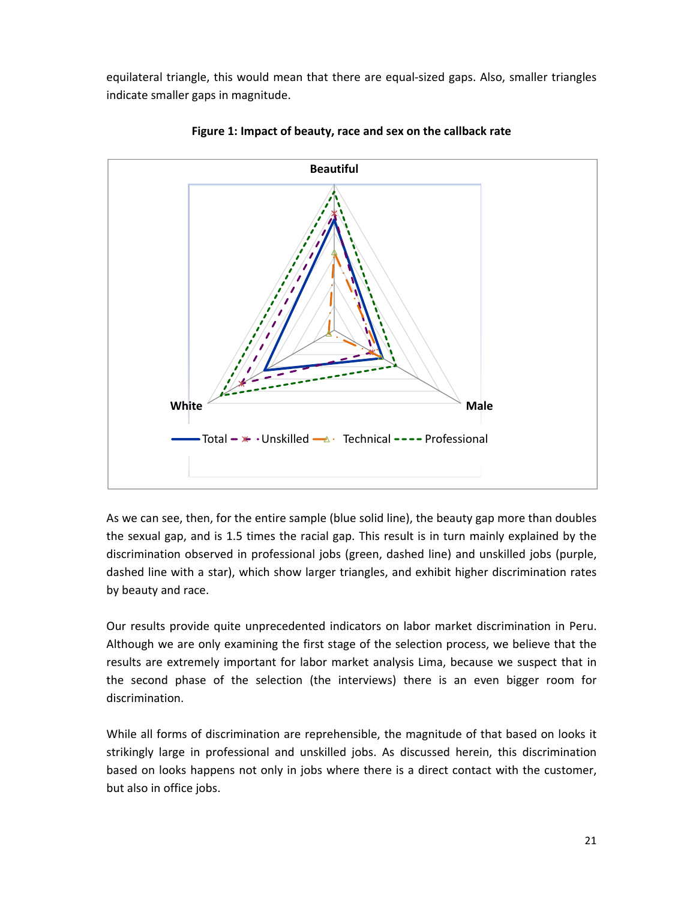equilateral triangle, this would mean that there are equal-sized gaps. Also, smaller triangles indicate smaller gaps in magnitude.

**Figure 1: Impact of beauty, race and sex on the callback rate**

As we can see, then, for the entire sample (blue solid line), the beauty gap more than doubles the sexual gap, and is 1.5 times the racial gap. This result is in turn mainly explained by the discrimination observed in professional jobs (green, dashed line) and unskilled jobs (purple, dashed line with a star), which show larger triangles, and exhibit higher discrimination rates by beauty and race.

Our results provide quite unprecedented indicators on labor market discrimination in Peru. Although we are only examining the first stage of the selection process, we believe that the results are extremely important for labor market analysis Lima, because we suspect that in the second phase of the selection (the interviews) there is an even bigger room for discrimination.

While all forms of discrimination are reprehensible, the magnitude of that based on looks it strikingly large in professional and unskilled jobs. As discussed herein, this discrimination based on looks happens not only in jobs where there is a direct contact with the customer, but also in office jobs.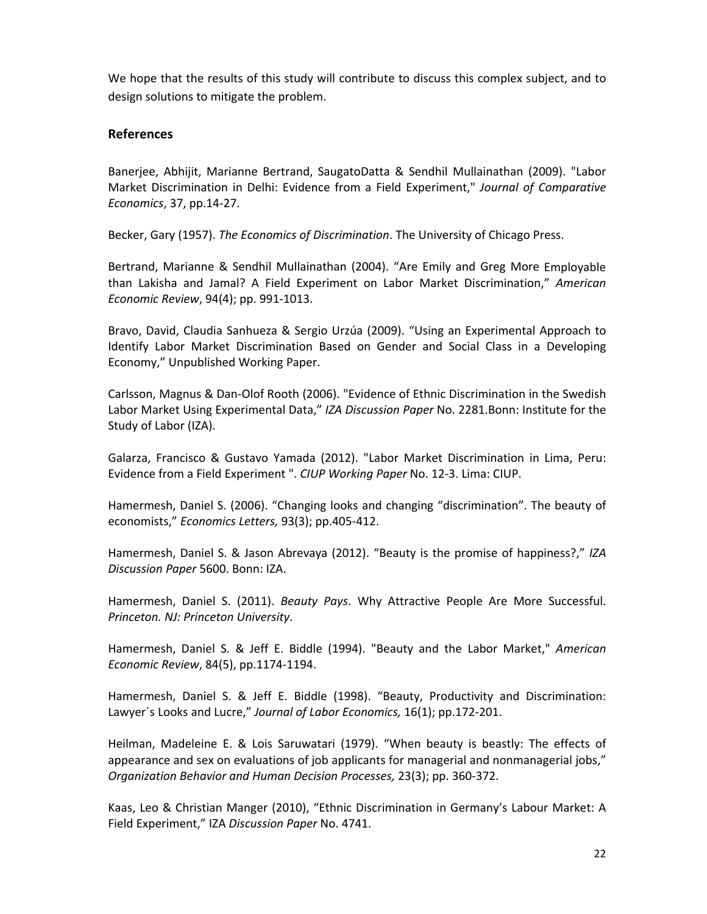We hope that the results of this study will contribute to discuss this complex subject, and to design solutions to mitigate the problem.

## References

Banerjee, Abhijit, Marianne Bertrand, SaugatoDatta & Sendhil Mullainathan (2009). "Labor Market Discrimination in Delhi: Evidence from a Field Experiment," *Journal of Comparative Economics*, 37, pp.14-27.

Becker, Gary (1957). *The Economics of Discrimination*. The University of Chicago Press.

Bertrand, Marianne & Sendhil Mullainathan (2004). "Are Emily and Greg More Employable than Lakisha and Jamal? A Field Experiment on Labor Market Discrimination," *American Economic Review*, 94(4); pp. 991-1013.

Bravo, David, Claudia Sanhueza & Sergio Urzúa (2009). "Using an Experimental Approach to Identify Labor Market Discrimination Based on Gender and Social Class in a Developing Economy," Unpublished Working Paper.

Carlsson, Magnus & Dan-Olof Rooth (2006). "Evidence of Ethnic Discrimination in the Swedish Labor Market Using Experimental Data," *IZA Discussion Paper* No. 2281.Bonn: Institute for the Study of Labor (IZA).

Galarza, Francisco & Gustavo Yamada (2012). "Labor Market Discrimination in Lima, Peru: Evidence from a Field Experiment ". *CIUP Working Paper* No. 12-3. Lima: CIUP.

Hamermesh, Daniel S. (2006). "Changing looks and changing "discrimination". The beauty of economists," *Economics Letters,* 93(3); pp.405-412.

Hamermesh, Daniel S. & Jason Abrevaya (2012). "Beauty is the promise of happiness?," *IZA Discussion Paper* 5600. Bonn: IZA.

Hamermesh, Daniel S. (2011). *Beauty Pays*. Why Attractive People Are More Successful. *Princeton. NJ: Princeton University*.

Hamermesh, Daniel S. & Jeff E. Biddle (1994). "Beauty and the Labor Market," *American Economic Review*, 84(5), pp.1174-1194.

Hamermesh, Daniel S. & Jeff E. Biddle (1998). "Beauty, Productivity and Discrimination: Lawyer´s Looks and Lucre," *Journal of Labor Economics,* 16(1); pp.172-201.

Heilman, Madeleine E. & Lois Saruwatari (1979). "When beauty is beastly: The effects of appearance and sex on evaluations of job applicants for managerial and nonmanagerial jobs," *Organization Behavior and Human Decision Processes,* 23(3); pp. 360-372.

Kaas, Leo & Christian Manger (2010), "Ethnic Discrimination in Germany's Labour Market: A Field Experiment," IZA *Discussion Paper* No. 4741.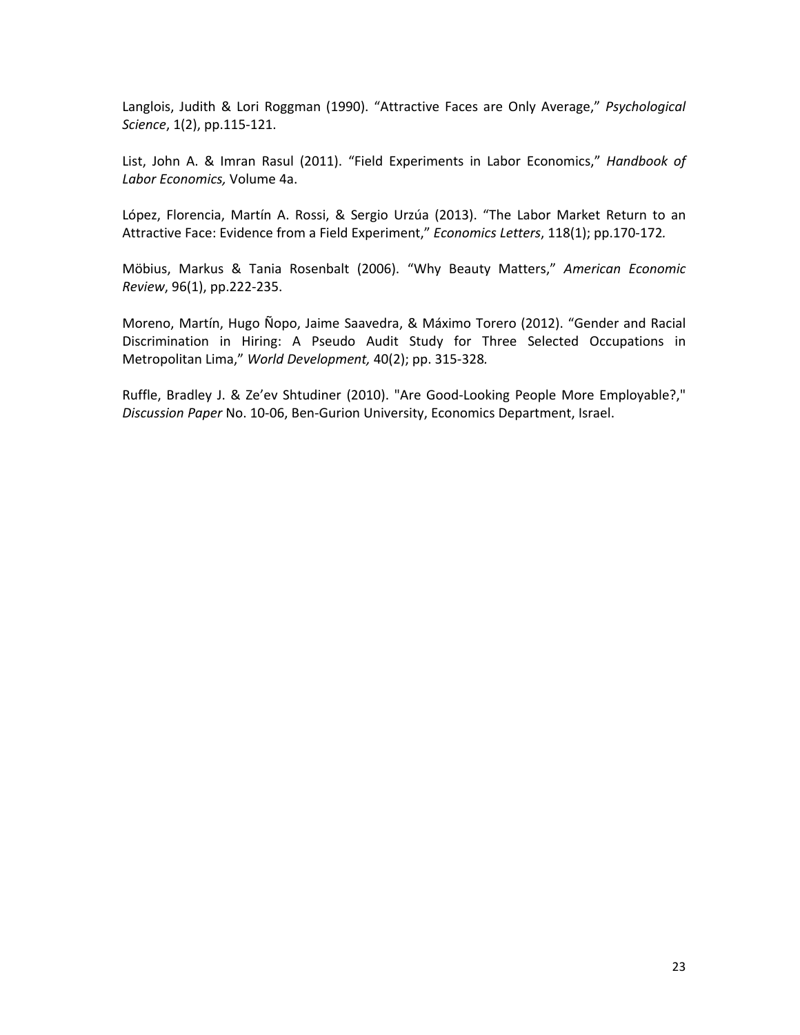Langlois, Judith & Lori Roggman (1990). "Attractive Faces are Only Average," *Psychological Science*, 1(2), pp.115-121.

List, John A. & Imran Rasul (2011). "Field Experiments in Labor Economics," *Handbook of Labor Economics,* Volume 4a.

López, Florencia, Martín A. Rossi, & Sergio Urzúa (2013). "The Labor Market Return to an Attractive Face: Evidence from a Field Experiment," *Economics Letters*, 118(1); pp.170-172*.*

Möbius, Markus & Tania Rosenbalt (2006). "Why Beauty Matters," *American Economic Review*, 96(1), pp.222-235.

Moreno, Martín, Hugo Ñopo, Jaime Saavedra, & Máximo Torero (2012). "Gender and Racial Discrimination in Hiring: A Pseudo Audit Study for Three Selected Occupations in Metropolitan Lima," *World Development,* 40(2); pp. 315-328*.*

Ruffle, Bradley J. & Ze'ev Shtudiner (2010). "Are Good-Looking People More Employable?," *Discussion Paper* No. 10-06, Ben-Gurion University, Economics Department, Israel.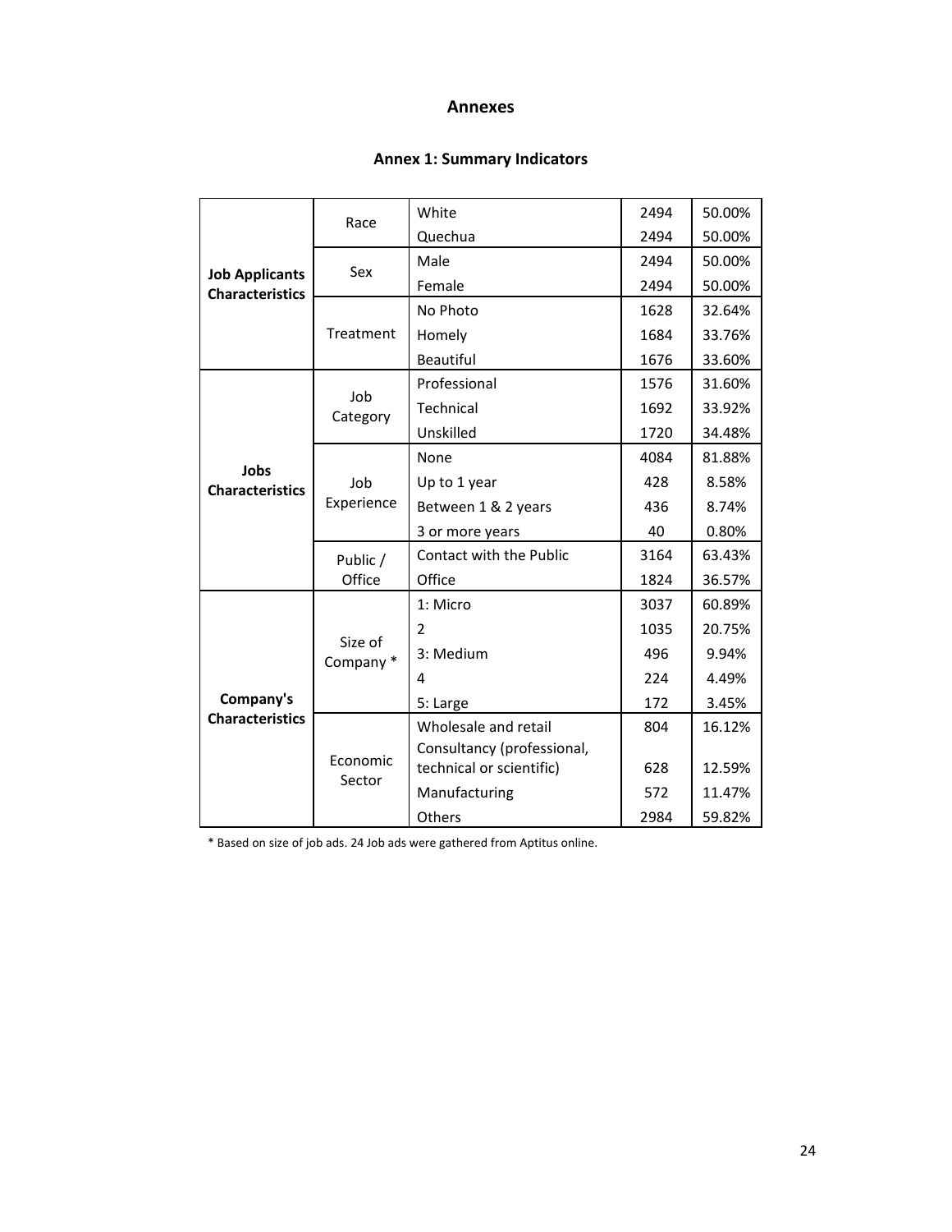# Annexes

## Annex 1: Summary Indicators

| | | | | |
|---|---|---|---|---|
| **Job Applicants Characteristics** | Race | White | 2494 | 50.00% |
| | | Quechua | 2494 | 50.00% |
| | Sex | Male | 2494 | 50.00% |
| | | Female | 2494 | 50.00% |
| | Treatment | No Photo | 1628 | 32.64% |
| | | Homely | 1684 | 33.76% |
| | | Beautiful | 1676 | 33.60% |
| **Jobs Characteristics** | Job Category | Professional | 1576 | 31.60% |
| | | Technical | 1692 | 33.92% |
| | | Unskilled | 1720 | 34.48% |
| | Job Experience | None | 4084 | 81.88% |
| | | Up to 1 year | 428 | 8.58% |
| | | Between 1 & 2 years | 436 | 8.74% |
| | | 3 or more years | 40 | 0.80% |
| | Public / Office | Contact with the Public | 3164 | 63.43% |
| | | Office | 1824 | 36.57% |
| **Company's Characteristics** | Size of Company * | 1: Micro | 3037 | 60.89% |
| | | 2 | 1035 | 20.75% |
| | | 3: Medium | 496 | 9.94% |
| | | 4 | 224 | 4.49% |
| | | 5: Large | 172 | 3.45% |
| | Economic Sector | Wholesale and retail | 804 | 16.12% |
| | | Consultancy (professional, technical or scientific) | 628 | 12.59% |
| | | Manufacturing | 572 | 11.47% |
| | | Others | 2984 | 59.82% |

* Based on size of job ads. 24 Job ads were gathered from Aptitus online.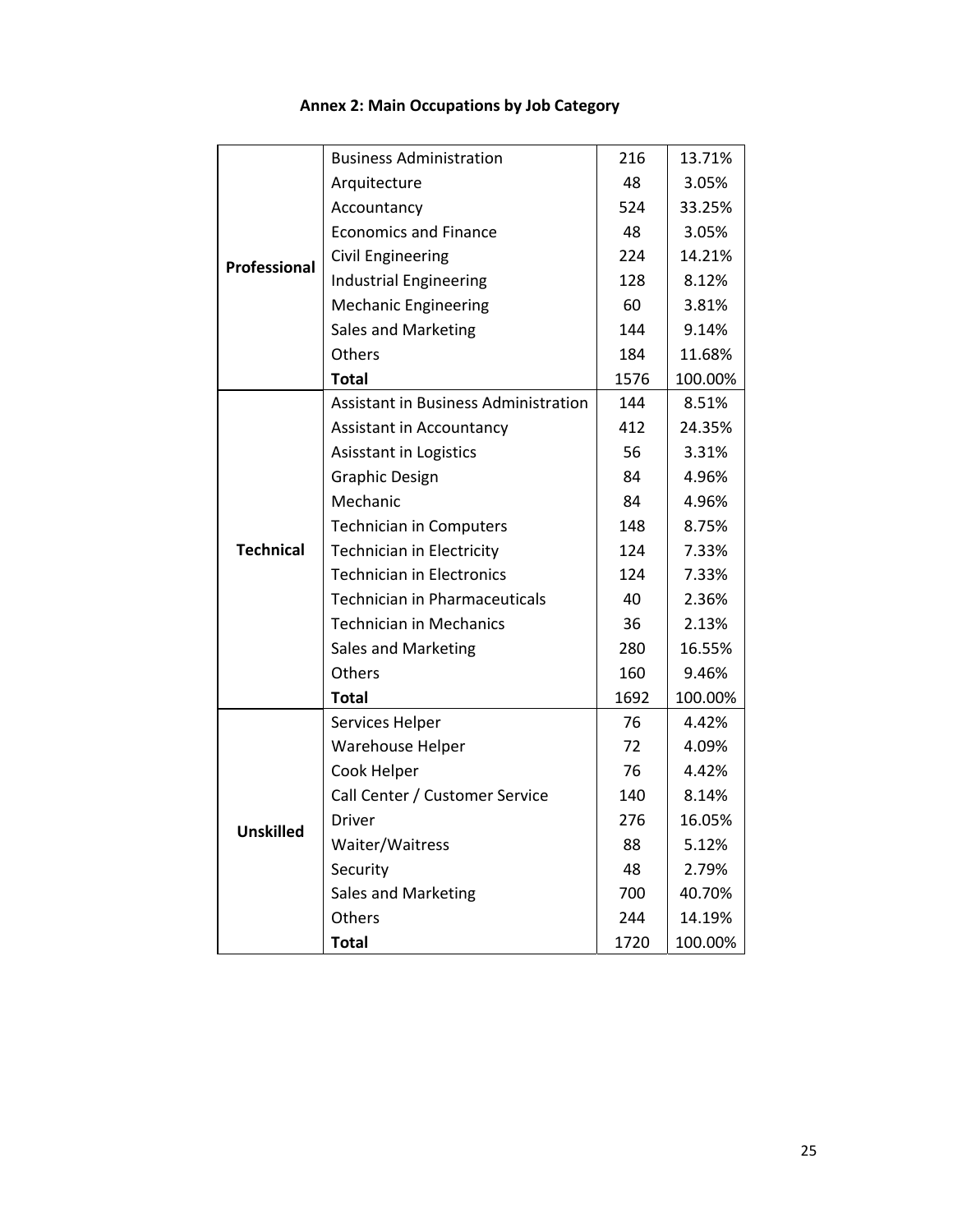**Annex 2: Main Occupations by Job Category**

| | | | |
|---|---|---|---|
| **Professional** | Business Administration | 216 | 13.71% |
| | Arquitecture | 48 | 3.05% |
| | Accountancy | 524 | 33.25% |
| | Economics and Finance | 48 | 3.05% |
| | Civil Engineering | 224 | 14.21% |
| | Industrial Engineering | 128 | 8.12% |
| | Mechanic Engineering | 60 | 3.81% |
| | Sales and Marketing | 144 | 9.14% |
| | Others | 184 | 11.68% |
| | **Total** | 1576 | 100.00% |
| **Technical** | Assistant in Business Administration | 144 | 8.51% |
| | Assistant in Accountancy | 412 | 24.35% |
| | Asisstant in Logistics | 56 | 3.31% |
| | Graphic Design | 84 | 4.96% |
| | Mechanic | 84 | 4.96% |
| | Technician in Computers | 148 | 8.75% |
| | Technician in Electricity | 124 | 7.33% |
| | Technician in Electronics | 124 | 7.33% |
| | Technician in Pharmaceuticals | 40 | 2.36% |
| | Technician in Mechanics | 36 | 2.13% |
| | Sales and Marketing | 280 | 16.55% |
| | Others | 160 | 9.46% |
| | **Total** | 1692 | 100.00% |
| **Unskilled** | Services Helper | 76 | 4.42% |
| | Warehouse Helper | 72 | 4.09% |
| | Cook Helper | 76 | 4.42% |
| | Call Center / Customer Service | 140 | 8.14% |
| | Driver | 276 | 16.05% |
| | Waiter/Waitress | 88 | 5.12% |
| | Security | 48 | 2.79% |
| | Sales and Marketing | 700 | 40.70% |
| | Others | 244 | 14.19% |
| | **Total** | 1720 | 100.00% |